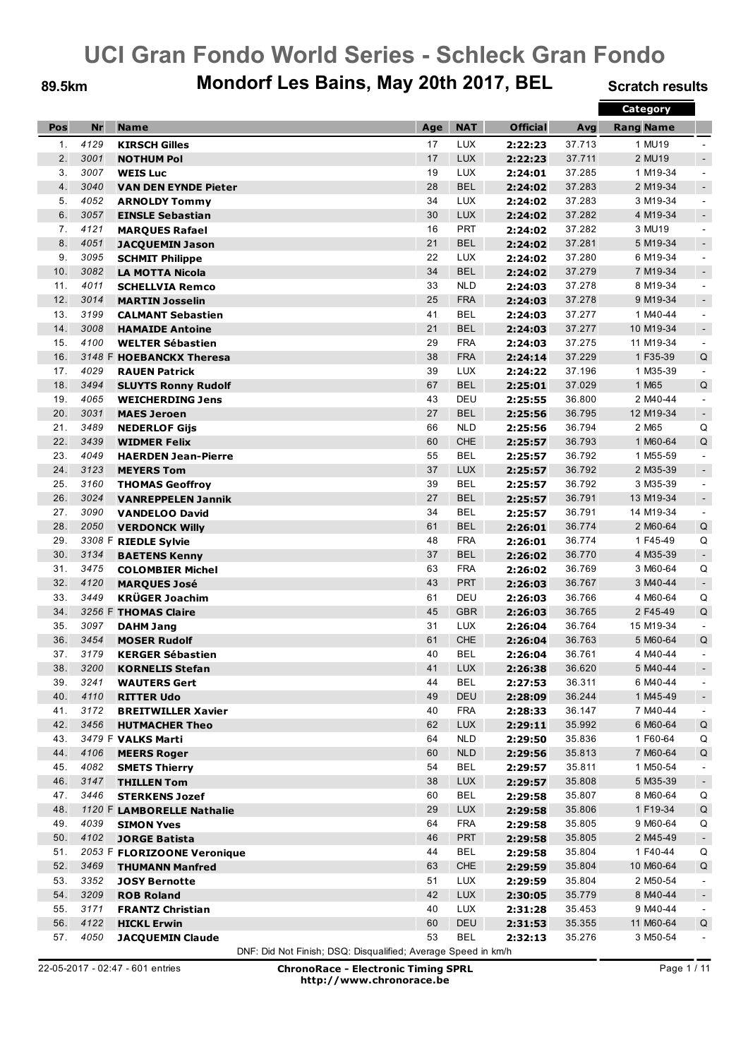# UCI Gran Fondo World Series - Schleck Gran Fondo

## Mondorf Les Bains, May 20th 2017, BEL

89.5km

Scratch results

| Pos | Nr | Name | Age | NAT | Official | Avg | Category Rang Name | |
|---|---|---|---|---|---|---|---|---|
| 1. | 4129 | **KIRSCH Gilles** | 17 | LUX | **2:22:23** | 37.713 | 1 MU19 | - |
| 2. | 3001 | **NOTHUM Pol** | 17 | LUX | **2:22:23** | 37.711 | 2 MU19 | - |
| 3. | 3007 | **WEIS Luc** | 19 | LUX | **2:24:01** | 37.285 | 1 M19-34 | - |
| 4. | 3040 | **VAN DEN EYNDE Pieter** | 28 | BEL | **2:24:02** | 37.283 | 2 M19-34 | - |
| 5. | 4052 | **ARNOLDY Tommy** | 34 | LUX | **2:24:02** | 37.283 | 3 M19-34 | - |
| 6. | 3057 | **EINSLE Sebastian** | 30 | LUX | **2:24:02** | 37.282 | 4 M19-34 | - |
| 7. | 4121 | **MARQUES Rafael** | 16 | PRT | **2:24:02** | 37.282 | 3 MU19 | - |
| 8. | 4051 | **JACQUEMIN Jason** | 21 | BEL | **2:24:02** | 37.281 | 5 M19-34 | - |
| 9. | 3095 | **SCHMIT Philippe** | 22 | LUX | **2:24:02** | 37.280 | 6 M19-34 | - |
| 10. | 3082 | **LA MOTTA Nicola** | 34 | BEL | **2:24:02** | 37.279 | 7 M19-34 | - |
| 11. | 4011 | **SCHELLVIA Remco** | 33 | NLD | **2:24:03** | 37.278 | 8 M19-34 | - |
| 12. | 3014 | **MARTIN Josselin** | 25 | FRA | **2:24:03** | 37.278 | 9 M19-34 | - |
| 13. | 3199 | **CALMANT Sebastien** | 41 | BEL | **2:24:03** | 37.277 | 1 M40-44 | - |
| 14. | 3008 | **HAMAIDE Antoine** | 21 | BEL | **2:24:03** | 37.277 | 10 M19-34 | - |
| 15. | 4100 | **WELTER Sébastien** | 29 | FRA | **2:24:03** | 37.275 | 11 M19-34 | - |
| 16. | 3148 F | **HOEBANCKX Theresa** | 38 | FRA | **2:24:14** | 37.229 | 1 F35-39 | Q |
| 17. | 4029 | **RAUEN Patrick** | 39 | LUX | **2:24:22** | 37.196 | 1 M35-39 | - |
| 18. | 3494 | **SLUYTS Ronny Rudolf** | 67 | BEL | **2:25:01** | 37.029 | 1 M65 | Q |
| 19. | 4065 | **WEICHERDING Jens** | 43 | DEU | **2:25:55** | 36.800 | 2 M40-44 | - |
| 20. | 3031 | **MAES Jeroen** | 27 | BEL | **2:25:56** | 36.795 | 12 M19-34 | - |
| 21. | 3489 | **NEDERLOF Gijs** | 66 | NLD | **2:25:56** | 36.794 | 2 M65 | Q |
| 22. | 3439 | **WIDMER Felix** | 60 | CHE | **2:25:57** | 36.793 | 1 M60-64 | Q |
| 23. | 4049 | **HAERDEN Jean-Pierre** | 55 | BEL | **2:25:57** | 36.792 | 1 M55-59 | - |
| 24. | 3123 | **MEYERS Tom** | 37 | LUX | **2:25:57** | 36.792 | 2 M35-39 | - |
| 25. | 3160 | **THOMAS Geoffroy** | 39 | BEL | **2:25:57** | 36.792 | 3 M35-39 | - |
| 26. | 3024 | **VANREPPELEN Jannik** | 27 | BEL | **2:25:57** | 36.791 | 13 M19-34 | - |
| 27. | 3090 | **VANDELOO David** | 34 | BEL | **2:25:57** | 36.791 | 14 M19-34 | - |
| 28. | 2050 | **VERDONCK Willy** | 61 | BEL | **2:26:01** | 36.774 | 2 M60-64 | Q |
| 29. | 3308 F | **RIEDLE Sylvie** | 48 | FRA | **2:26:01** | 36.774 | 1 F45-49 | Q |
| 30. | 3134 | **BAETENS Kenny** | 37 | BEL | **2:26:02** | 36.770 | 4 M35-39 | - |
| 31. | 3475 | **COLOMBIER Michel** | 63 | FRA | **2:26:02** | 36.769 | 3 M60-64 | Q |
| 32. | 4120 | **MARQUES José** | 43 | PRT | **2:26:03** | 36.767 | 3 M40-44 | - |
| 33. | 3449 | **KRÜGER Joachim** | 61 | DEU | **2:26:03** | 36.766 | 4 M60-64 | Q |
| 34. | 3256 F | **THOMAS Claire** | 45 | GBR | **2:26:03** | 36.765 | 2 F45-49 | Q |
| 35. | 3097 | **DAHM Jang** | 31 | LUX | **2:26:04** | 36.764 | 15 M19-34 | - |
| 36. | 3454 | **MOSER Rudolf** | 61 | CHE | **2:26:04** | 36.763 | 5 M60-64 | Q |
| 37. | 3179 | **KERGER Sébastien** | 40 | BEL | **2:26:04** | 36.761 | 4 M40-44 | - |
| 38. | 3200 | **KORNELIS Stefan** | 41 | LUX | **2:26:38** | 36.620 | 5 M40-44 | - |
| 39. | 3241 | **WAUTERS Gert** | 44 | BEL | **2:27:53** | 36.311 | 6 M40-44 | - |
| 40. | 4110 | **RITTER Udo** | 49 | DEU | **2:28:09** | 36.244 | 1 M45-49 | - |
| 41. | 3172 | **BREITWILLER Xavier** | 40 | FRA | **2:28:33** | 36.147 | 7 M40-44 | - |
| 42. | 3456 | **HUTMACHER Theo** | 62 | LUX | **2:29:11** | 35.992 | 6 M60-64 | Q |
| 43. | 3479 F | **VALKS Marti** | 64 | NLD | **2:29:50** | 35.836 | 1 F60-64 | Q |
| 44. | 4106 | **MEERS Roger** | 60 | NLD | **2:29:56** | 35.813 | 7 M60-64 | Q |
| 45. | 4082 | **SMETS Thierry** | 54 | BEL | **2:29:57** | 35.811 | 1 M50-54 | - |
| 46. | 3147 | **THILLEN Tom** | 38 | LUX | **2:29:57** | 35.808 | 5 M35-39 | - |
| 47. | 3446 | **STERKENS Jozef** | 60 | BEL | **2:29:58** | 35.807 | 8 M60-64 | Q |
| 48. | 1120 F | **LAMBORELLE Nathalie** | 29 | LUX | **2:29:58** | 35.806 | 1 F19-34 | Q |
| 49. | 4039 | **SIMON Yves** | 64 | FRA | **2:29:58** | 35.805 | 9 M60-64 | Q |
| 50. | 4102 | **JORGE Batista** | 46 | PRT | **2:29:58** | 35.805 | 2 M45-49 | - |
| 51. | 2053 F | **FLORIZOONE Veronique** | 44 | BEL | **2:29:58** | 35.804 | 1 F40-44 | Q |
| 52. | 3469 | **THUMANN Manfred** | 63 | CHE | **2:29:59** | 35.804 | 10 M60-64 | Q |
| 53. | 3352 | **JOSY Bernotte** | 51 | LUX | **2:29:59** | 35.804 | 2 M50-54 | - |
| 54. | 3209 | **ROB Roland** | 42 | LUX | **2:30:05** | 35.779 | 8 M40-44 | - |
| 55. | 3171 | **FRANTZ Christian** | 40 | LUX | **2:31:28** | 35.453 | 9 M40-44 | - |
| 56. | 4122 | **HICKL Erwin** | 60 | DEU | **2:31:53** | 35.355 | 11 M60-64 | Q |
| 57. | 4050 | **JACQUEMIN Claude** | 53 | BEL | **2:32:13** | 35.276 | 3 M50-54 | - |

DNF: Did Not Finish; DSQ: Disqualified; Average Speed in km/h

22-05-2017 - 02:47 - 601 entries

**ChronoRace - Electronic Timing SPRL**
**http://www.chronorace.be**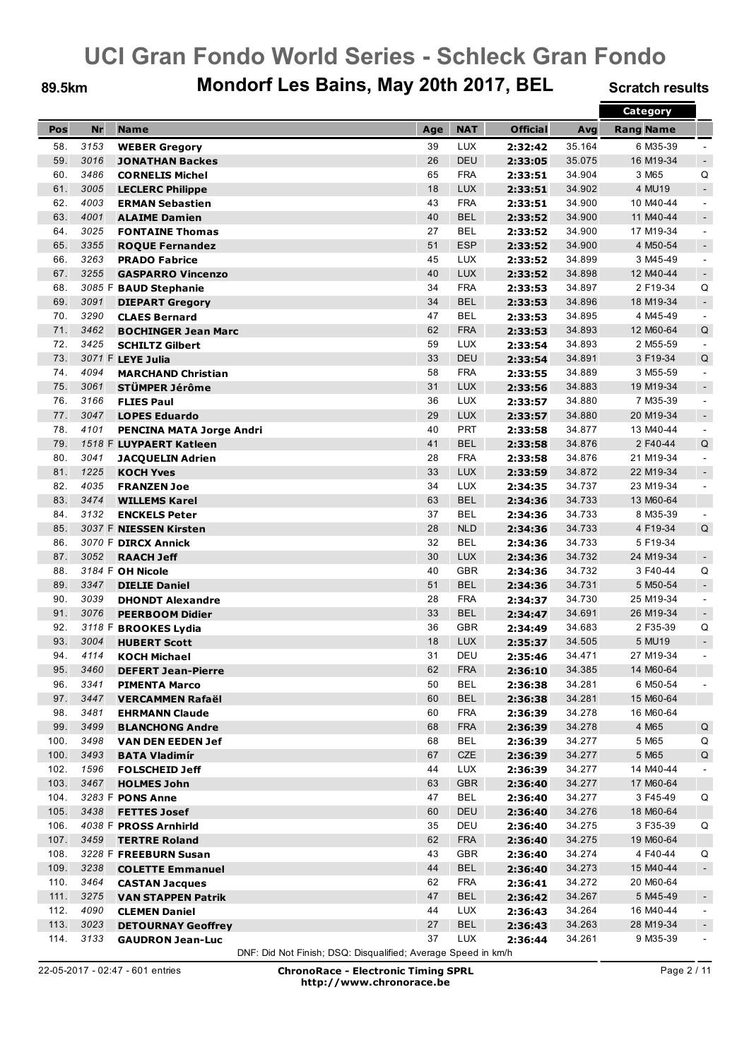# UCI Gran Fondo World Series - Schleck Gran Fondo

## Mondorf Les Bains, May 20th 2017, BEL

89.5km

Scratch results

| Pos | Nr | Name | Age | NAT | Official | Avg | Category Rang Name | |
|---|---|---|---|---|---|---|---|---|
| 58. | 3153 | **WEBER Gregory** | 39 | LUX | **2:32:42** | 35.164 | 6 M35-39 | - |
| 59. | 3016 | **JONATHAN Backes** | 26 | DEU | **2:33:05** | 35.075 | 16 M19-34 | - |
| 60. | 3486 | **CORNELIS Michel** | 65 | FRA | **2:33:51** | 34.904 | 3 M65 | Q |
| 61. | 3005 | **LECLERC Philippe** | 18 | LUX | **2:33:51** | 34.902 | 4 MU19 | - |
| 62. | 4003 | **ERMAN Sebastien** | 43 | FRA | **2:33:51** | 34.900 | 10 M40-44 | - |
| 63. | 4001 | **ALAIME Damien** | 40 | BEL | **2:33:52** | 34.900 | 11 M40-44 | - |
| 64. | 3025 | **FONTAINE Thomas** | 27 | BEL | **2:33:52** | 34.900 | 17 M19-34 | - |
| 65. | 3355 | **ROQUE Fernandez** | 51 | ESP | **2:33:52** | 34.900 | 4 M50-54 | - |
| 66. | 3263 | **PRADO Fabrice** | 45 | LUX | **2:33:52** | 34.899 | 3 M45-49 | - |
| 67. | 3255 | **GASPARRO Vincenzo** | 40 | LUX | **2:33:52** | 34.898 | 12 M40-44 | - |
| 68. | 3085 F | **BAUD Stephanie** | 34 | FRA | **2:33:53** | 34.897 | 2 F19-34 | Q |
| 69. | 3091 | **DIEPART Gregory** | 34 | BEL | **2:33:53** | 34.896 | 18 M19-34 | - |
| 70. | 3290 | **CLAES Bernard** | 47 | BEL | **2:33:53** | 34.895 | 4 M45-49 | - |
| 71. | 3462 | **BOCHINGER Jean Marc** | 62 | FRA | **2:33:53** | 34.893 | 12 M60-64 | Q |
| 72. | 3425 | **SCHILTZ Gilbert** | 59 | LUX | **2:33:54** | 34.893 | 2 M55-59 | - |
| 73. | 3071 F | **LEYE Julia** | 33 | DEU | **2:33:54** | 34.891 | 3 F19-34 | Q |
| 74. | 4094 | **MARCHAND Christian** | 58 | FRA | **2:33:55** | 34.889 | 3 M55-59 | - |
| 75. | 3061 | **STÜMPER Jérôme** | 31 | LUX | **2:33:56** | 34.883 | 19 M19-34 | - |
| 76. | 3166 | **FLIES Paul** | 36 | LUX | **2:33:57** | 34.880 | 7 M35-39 | - |
| 77. | 3047 | **LOPES Eduardo** | 29 | LUX | **2:33:57** | 34.880 | 20 M19-34 | - |
| 78. | 4101 | **PENCINA MATA Jorge Andri** | 40 | PRT | **2:33:58** | 34.877 | 13 M40-44 | - |
| 79. | 1518 F | **LUYPAERT Katleen** | 41 | BEL | **2:33:58** | 34.876 | 2 F40-44 | Q |
| 80. | 3041 | **JACQUELIN Adrien** | 28 | FRA | **2:33:58** | 34.876 | 21 M19-34 | - |
| 81. | 1225 | **KOCH Yves** | 33 | LUX | **2:33:59** | 34.872 | 22 M19-34 | - |
| 82. | 4035 | **FRANZEN Joe** | 34 | LUX | **2:34:35** | 34.737 | 23 M19-34 | - |
| 83. | 3474 | **WILLEMS Karel** | 63 | BEL | **2:34:36** | 34.733 | 13 M60-64 | |
| 84. | 3132 | **ENCKELS Peter** | 37 | BEL | **2:34:36** | 34.733 | 8 M35-39 | - |
| 85. | 3037 F | **NIESSEN Kirsten** | 28 | NLD | **2:34:36** | 34.733 | 4 F19-34 | Q |
| 86. | 3070 F | **DIRCX Annick** | 32 | BEL | **2:34:36** | 34.733 | 5 F19-34 | |
| 87. | 3052 | **RAACH Jeff** | 30 | LUX | **2:34:36** | 34.732 | 24 M19-34 | - |
| 88. | 3184 F | **OH Nicole** | 40 | GBR | **2:34:36** | 34.732 | 3 F40-44 | Q |
| 89. | 3347 | **DIELIE Daniel** | 51 | BEL | **2:34:36** | 34.731 | 5 M50-54 | - |
| 90. | 3039 | **DHONDT Alexandre** | 28 | FRA | **2:34:37** | 34.730 | 25 M19-34 | - |
| 91. | 3076 | **PEERBOOM Didier** | 33 | BEL | **2:34:47** | 34.691 | 26 M19-34 | - |
| 92. | 3118 F | **BROOKES Lydia** | 36 | GBR | **2:34:49** | 34.683 | 2 F35-39 | Q |
| 93. | 3004 | **HUBERT Scott** | 18 | LUX | **2:35:37** | 34.505 | 5 MU19 | - |
| 94. | 4114 | **KOCH Michael** | 31 | DEU | **2:35:46** | 34.471 | 27 M19-34 | - |
| 95. | 3460 | **DEFERT Jean-Pierre** | 62 | FRA | **2:36:10** | 34.385 | 14 M60-64 | |
| 96. | 3341 | **PIMENTA Marco** | 50 | BEL | **2:36:38** | 34.281 | 6 M50-54 | - |
| 97. | 3447 | **VERCAMMEN Rafaël** | 60 | BEL | **2:36:38** | 34.281 | 15 M60-64 | |
| 98. | 3481 | **EHRMANN Claude** | 60 | FRA | **2:36:39** | 34.278 | 16 M60-64 | |
| 99. | 3499 | **BLANCHONG Andre** | 68 | FRA | **2:36:39** | 34.278 | 4 M65 | Q |
| 100. | 3498 | **VAN DEN EEDEN Jef** | 68 | BEL | **2:36:39** | 34.277 | 5 M65 | Q |
| 100. | 3493 | **BATA Vladimír** | 67 | CZE | **2:36:39** | 34.277 | 5 M65 | Q |
| 102. | 1596 | **FOLSCHEID Jeff** | 44 | LUX | **2:36:39** | 34.277 | 14 M40-44 | - |
| 103. | 3467 | **HOLMES John** | 63 | GBR | **2:36:40** | 34.277 | 17 M60-64 | |
| 104. | 3283 F | **PONS Anne** | 47 | BEL | **2:36:40** | 34.277 | 3 F45-49 | Q |
| 105. | 3438 | **FETTES Josef** | 60 | DEU | **2:36:40** | 34.276 | 18 M60-64 | |
| 106. | 4038 F | **PROSS Arnhirld** | 35 | DEU | **2:36:40** | 34.275 | 3 F35-39 | Q |
| 107. | 3459 | **TERTRE Roland** | 62 | FRA | **2:36:40** | 34.275 | 19 M60-64 | |
| 108. | 3228 F | **FREEBURN Susan** | 43 | GBR | **2:36:40** | 34.274 | 4 F40-44 | Q |
| 109. | 3238 | **COLETTE Emmanuel** | 44 | BEL | **2:36:40** | 34.273 | 15 M40-44 | - |
| 110. | 3464 | **CASTAN Jacques** | 62 | FRA | **2:36:41** | 34.272 | 20 M60-64 | |
| 111. | 3275 | **VAN STAPPEN Patrik** | 47 | BEL | **2:36:42** | 34.267 | 5 M45-49 | - |
| 112. | 4090 | **CLEMEN Daniel** | 44 | LUX | **2:36:43** | 34.264 | 16 M40-44 | - |
| 113. | 3023 | **DETOURNAY Geoffrey** | 27 | BEL | **2:36:43** | 34.263 | 28 M19-34 | - |
| 114. | 3133 | **GAUDRON Jean-Luc** | 37 | LUX | **2:36:44** | 34.261 | 9 M35-39 | - |

DNF: Did Not Finish; DSQ: Disqualified; Average Speed in km/h

22-05-2017 - 02:47 - 601 entries

**ChronoRace - Electronic Timing SPRL**
**http://www.chronorace.be**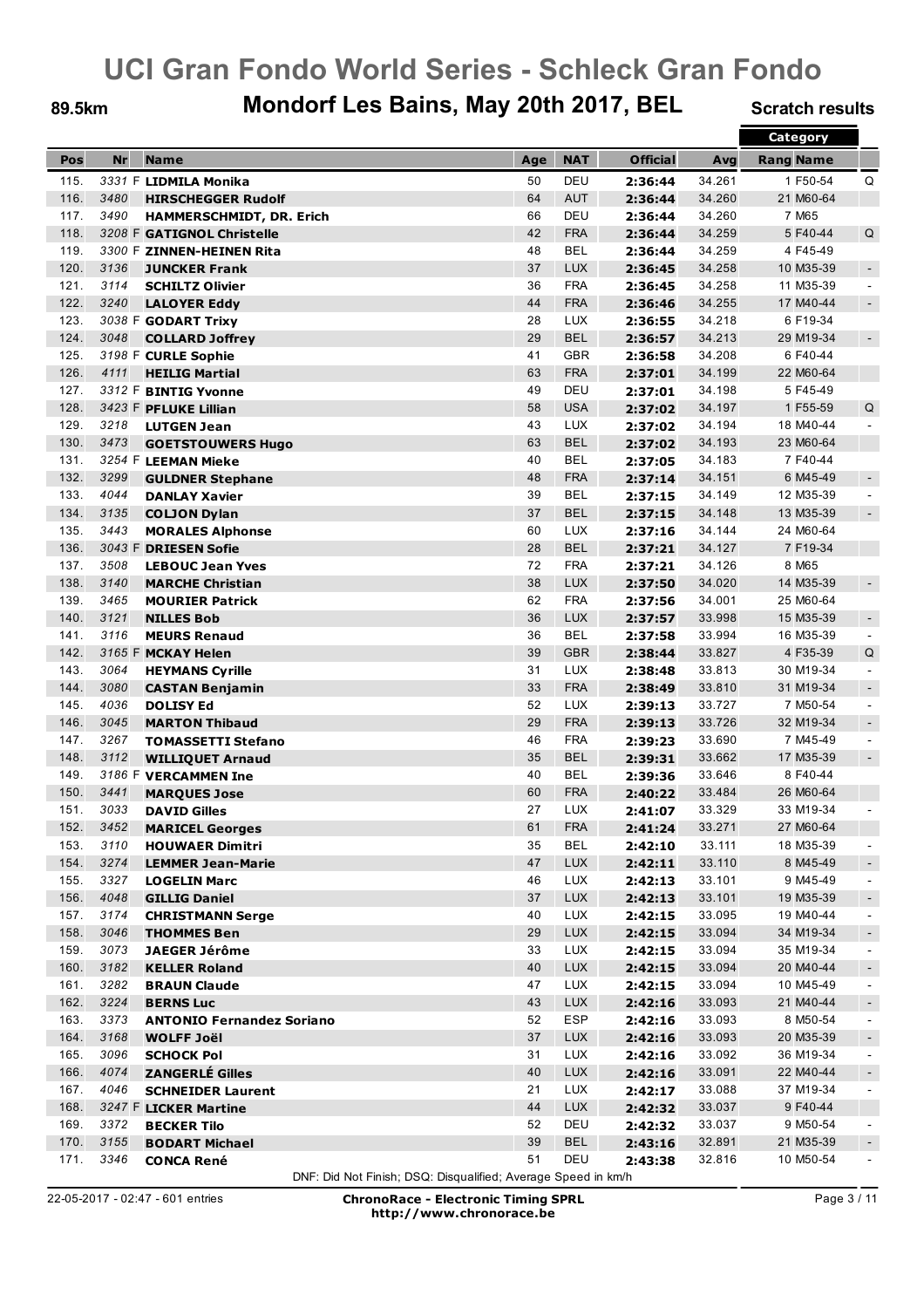# UCI Gran Fondo World Series - Schleck Gran Fondo

## Mondorf Les Bains, May 20th 2017, BEL

89.5km

Scratch results

| Pos | Nr | | Name | Age | NAT | Official | Avg | Category Rang Name | |
|---|---|---|---|---|---|---|---|---|---|
| 115. | 3331 | F | **LIDMILA Monika** | 50 | DEU | **2:36:44** | 34.261 | 1 F50-54 | Q |
| 116. | 3480 | | **HIRSCHEGGER Rudolf** | 64 | AUT | **2:36:44** | 34.260 | 21 M60-64 | |
| 117. | 3490 | | **HAMMERSCHMIDT, DR. Erich** | 66 | DEU | **2:36:44** | 34.260 | 7 M65 | |
| 118. | 3208 | F | **GATIGNOL Christelle** | 42 | FRA | **2:36:44** | 34.259 | 5 F40-44 | Q |
| 119. | 3300 | F | **ZINNEN-HEINEN Rita** | 48 | BEL | **2:36:44** | 34.259 | 4 F45-49 | |
| 120. | 3136 | | **JUNCKER Frank** | 37 | LUX | **2:36:45** | 34.258 | 10 M35-39 | - |
| 121. | 3114 | | **SCHILTZ Olivier** | 36 | FRA | **2:36:45** | 34.258 | 11 M35-39 | - |
| 122. | 3240 | | **LALOYER Eddy** | 44 | FRA | **2:36:46** | 34.255 | 17 M40-44 | - |
| 123. | 3038 | F | **GODART Trixy** | 28 | LUX | **2:36:55** | 34.218 | 6 F19-34 | |
| 124. | 3048 | | **COLLARD Joffrey** | 29 | BEL | **2:36:57** | 34.213 | 29 M19-34 | - |
| 125. | 3198 | F | **CURLE Sophie** | 41 | GBR | **2:36:58** | 34.208 | 6 F40-44 | |
| 126. | 4111 | | **HEILIG Martial** | 63 | FRA | **2:37:01** | 34.199 | 22 M60-64 | |
| 127. | 3312 | F | **BINTIG Yvonne** | 49 | DEU | **2:37:01** | 34.198 | 5 F45-49 | |
| 128. | 3423 | F | **PFLUKE Lillian** | 58 | USA | **2:37:02** | 34.197 | 1 F55-59 | Q |
| 129. | 3218 | | **LUTGEN Jean** | 43 | LUX | **2:37:02** | 34.194 | 18 M40-44 | - |
| 130. | 3473 | | **GOETSTOUWERS Hugo** | 63 | BEL | **2:37:02** | 34.193 | 23 M60-64 | |
| 131. | 3254 | F | **LEEMAN Mieke** | 40 | BEL | **2:37:05** | 34.183 | 7 F40-44 | |
| 132. | 3299 | | **GULDNER Stephane** | 48 | FRA | **2:37:14** | 34.151 | 6 M45-49 | - |
| 133. | 4044 | | **DANLAY Xavier** | 39 | BEL | **2:37:15** | 34.149 | 12 M35-39 | - |
| 134. | 3135 | | **COLJON Dylan** | 37 | BEL | **2:37:15** | 34.148 | 13 M35-39 | - |
| 135. | 3443 | | **MORALES Alphonse** | 60 | LUX | **2:37:16** | 34.144 | 24 M60-64 | |
| 136. | 3043 | F | **DRIESEN Sofie** | 28 | BEL | **2:37:21** | 34.127 | 7 F19-34 | |
| 137. | 3508 | | **LEBOUC Jean Yves** | 72 | FRA | **2:37:21** | 34.126 | 8 M65 | |
| 138. | 3140 | | **MARCHE Christian** | 38 | LUX | **2:37:50** | 34.020 | 14 M35-39 | - |
| 139. | 3465 | | **MOURIER Patrick** | 62 | FRA | **2:37:56** | 34.001 | 25 M60-64 | |
| 140. | 3121 | | **NILLES Bob** | 36 | LUX | **2:37:57** | 33.998 | 15 M35-39 | - |
| 141. | 3116 | | **MEURS Renaud** | 36 | BEL | **2:37:58** | 33.994 | 16 M35-39 | - |
| 142. | 3165 | F | **MCKAY Helen** | 39 | GBR | **2:38:44** | 33.827 | 4 F35-39 | Q |
| 143. | 3064 | | **HEYMANS Cyrille** | 31 | LUX | **2:38:48** | 33.813 | 30 M19-34 | - |
| 144. | 3080 | | **CASTAN Benjamin** | 33 | FRA | **2:38:49** | 33.810 | 31 M19-34 | - |
| 145. | 4036 | | **DOLISY Ed** | 52 | LUX | **2:39:13** | 33.727 | 7 M50-54 | - |
| 146. | 3045 | | **MARTON Thibaud** | 29 | FRA | **2:39:13** | 33.726 | 32 M19-34 | - |
| 147. | 3267 | | **TOMASSETTI Stefano** | 46 | FRA | **2:39:23** | 33.690 | 7 M45-49 | - |
| 148. | 3112 | | **WILLIQUET Arnaud** | 35 | BEL | **2:39:31** | 33.662 | 17 M35-39 | - |
| 149. | 3186 | F | **VERCAMMEN Ine** | 40 | BEL | **2:39:36** | 33.646 | 8 F40-44 | |
| 150. | 3441 | | **MARQUES Jose** | 60 | FRA | **2:40:22** | 33.484 | 26 M60-64 | |
| 151. | 3033 | | **DAVID Gilles** | 27 | LUX | **2:41:07** | 33.329 | 33 M19-34 | - |
| 152. | 3452 | | **MARICEL Georges** | 61 | FRA | **2:41:24** | 33.271 | 27 M60-64 | |
| 153. | 3110 | | **HOUWAER Dimitri** | 35 | BEL | **2:42:10** | 33.111 | 18 M35-39 | - |
| 154. | 3274 | | **LEMMER Jean-Marie** | 47 | LUX | **2:42:11** | 33.110 | 8 M45-49 | - |
| 155. | 3327 | | **LOGELIN Marc** | 46 | LUX | **2:42:13** | 33.101 | 9 M45-49 | - |
| 156. | 4048 | | **GILLIG Daniel** | 37 | LUX | **2:42:13** | 33.101 | 19 M35-39 | - |
| 157. | 3174 | | **CHRISTMANN Serge** | 40 | LUX | **2:42:15** | 33.095 | 19 M40-44 | - |
| 158. | 3046 | | **THOMMES Ben** | 29 | LUX | **2:42:15** | 33.094 | 34 M19-34 | - |
| 159. | 3073 | | **JAEGER Jérôme** | 33 | LUX | **2:42:15** | 33.094 | 35 M19-34 | - |
| 160. | 3182 | | **KELLER Roland** | 40 | LUX | **2:42:15** | 33.094 | 20 M40-44 | - |
| 161. | 3282 | | **BRAUN Claude** | 47 | LUX | **2:42:15** | 33.094 | 10 M45-49 | - |
| 162. | 3224 | | **BERNS Luc** | 43 | LUX | **2:42:16** | 33.093 | 21 M40-44 | - |
| 163. | 3373 | | **ANTONIO Fernandez Soriano** | 52 | ESP | **2:42:16** | 33.093 | 8 M50-54 | - |
| 164. | 3168 | | **WOLFF Joël** | 37 | LUX | **2:42:16** | 33.093 | 20 M35-39 | - |
| 165. | 3096 | | **SCHOCK Pol** | 31 | LUX | **2:42:16** | 33.092 | 36 M19-34 | - |
| 166. | 4074 | | **ZANGERLÉ Gilles** | 40 | LUX | **2:42:16** | 33.091 | 22 M40-44 | - |
| 167. | 4046 | | **SCHNEIDER Laurent** | 21 | LUX | **2:42:17** | 33.088 | 37 M19-34 | - |
| 168. | 3247 | F | **LICKER Martine** | 44 | LUX | **2:42:32** | 33.037 | 9 F40-44 | |
| 169. | 3372 | | **BECKER Tilo** | 52 | DEU | **2:42:32** | 33.037 | 9 M50-54 | - |
| 170. | 3155 | | **BODART Michael** | 39 | BEL | **2:43:16** | 32.891 | 21 M35-39 | - |
| 171. | 3346 | | **CONCA René** | 51 | DEU | **2:43:38** | 32.816 | 10 M50-54 | - |

DNF: Did Not Finish; DSQ: Disqualified; Average Speed in km/h

22-05-2017 - 02:47 - 601 entries

**ChronoRace - Electronic Timing SPRL**
**http://www.chronorace.be**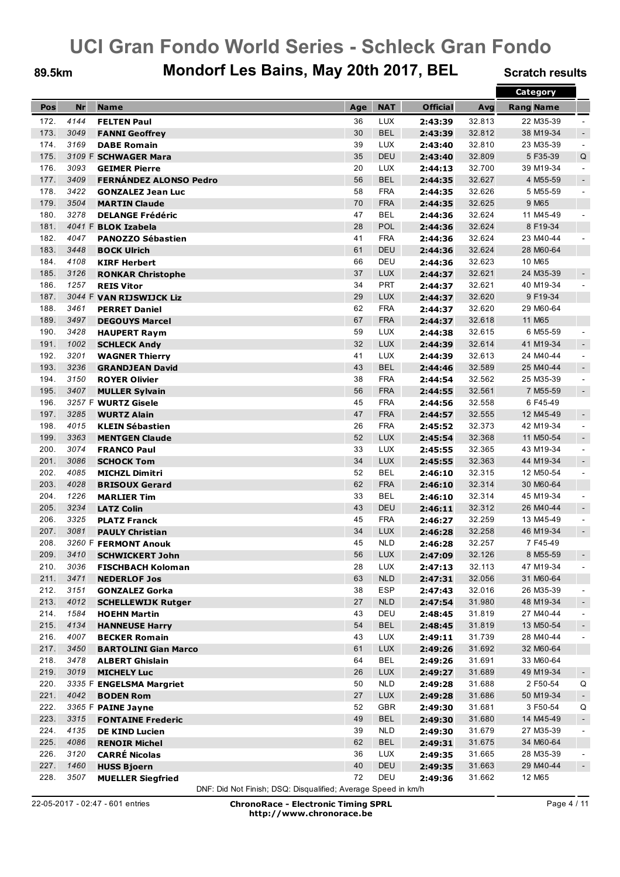# UCI Gran Fondo World Series - Schleck Gran Fondo

**89.5km** — **Mondorf Les Bains, May 20th 2017, BEL** — **Scratch results**

| Pos | Nr | Name | Age | NAT | Official | Avg | Category Rang Name | |
|---|---|---|---|---|---|---|---|---|
| 172. | 4144 | **FELTEN Paul** | 36 | LUX | **2:43:39** | 32.813 | 22 M35-39 | - |
| 173. | 3049 | **FANNI Geoffrey** | 30 | BEL | **2:43:39** | 32.812 | 38 M19-34 | - |
| 174. | 3169 | **DABE Romain** | 39 | LUX | **2:43:40** | 32.810 | 23 M35-39 | - |
| 175. | 3109 F | **SCHWAGER Mara** | 35 | DEU | **2:43:40** | 32.809 | 5 F35-39 | Q |
| 176. | 3093 | **GEIMER Pierre** | 20 | LUX | **2:44:13** | 32.700 | 39 M19-34 | - |
| 177. | 3409 | **FERNÁNDEZ ALONSO Pedro** | 56 | BEL | **2:44:35** | 32.627 | 4 M55-59 | - |
| 178. | 3422 | **GONZALEZ Jean Luc** | 58 | FRA | **2:44:35** | 32.626 | 5 M55-59 | - |
| 179. | 3504 | **MARTIN Claude** | 70 | FRA | **2:44:35** | 32.625 | 9 M65 | |
| 180. | 3278 | **DELANGE Frédéric** | 47 | BEL | **2:44:36** | 32.624 | 11 M45-49 | - |
| 181. | 4041 F | **BLOK Izabela** | 28 | POL | **2:44:36** | 32.624 | 8 F19-34 | |
| 182. | 4047 | **PANOZZO Sébastien** | 41 | FRA | **2:44:36** | 32.624 | 23 M40-44 | - |
| 183. | 3448 | **BOCK Ulrich** | 61 | DEU | **2:44:36** | 32.624 | 28 M60-64 | |
| 184. | 4108 | **KIRF Herbert** | 66 | DEU | **2:44:36** | 32.623 | 10 M65 | |
| 185. | 3126 | **RONKAR Christophe** | 37 | LUX | **2:44:37** | 32.621 | 24 M35-39 | - |
| 186. | 1257 | **REIS Vitor** | 34 | PRT | **2:44:37** | 32.621 | 40 M19-34 | - |
| 187. | 3044 F | **VAN RIJSWIJCK Liz** | 29 | LUX | **2:44:37** | 32.620 | 9 F19-34 | |
| 188. | 3461 | **PERRET Daniel** | 62 | FRA | **2:44:37** | 32.620 | 29 M60-64 | |
| 189. | 3497 | **DEGOUYS Marcel** | 67 | FRA | **2:44:37** | 32.618 | 11 M65 | |
| 190. | 3428 | **HAUPERT Raym** | 59 | LUX | **2:44:38** | 32.615 | 6 M55-59 | - |
| 191. | 1002 | **SCHLECK Andy** | 32 | LUX | **2:44:39** | 32.614 | 41 M19-34 | - |
| 192. | 3201 | **WAGNER Thierry** | 41 | LUX | **2:44:39** | 32.613 | 24 M40-44 | - |
| 193. | 3236 | **GRANDJEAN David** | 43 | BEL | **2:44:46** | 32.589 | 25 M40-44 | - |
| 194. | 3150 | **ROYER Olivier** | 38 | FRA | **2:44:54** | 32.562 | 25 M35-39 | - |
| 195. | 3407 | **MULLER Sylvain** | 56 | FRA | **2:44:55** | 32.561 | 7 M55-59 | - |
| 196. | 3257 F | **WURTZ Gisele** | 45 | FRA | **2:44:56** | 32.558 | 6 F45-49 | |
| 197. | 3285 | **WURTZ Alain** | 47 | FRA | **2:44:57** | 32.555 | 12 M45-49 | - |
| 198. | 4015 | **KLEIN Sébastien** | 26 | FRA | **2:45:52** | 32.373 | 42 M19-34 | - |
| 199. | 3363 | **MENTGEN Claude** | 52 | LUX | **2:45:54** | 32.368 | 11 M50-54 | - |
| 200. | 3074 | **FRANCO Paul** | 33 | LUX | **2:45:55** | 32.365 | 43 M19-34 | - |
| 201. | 3086 | **SCHOCK Tom** | 34 | LUX | **2:45:55** | 32.363 | 44 M19-34 | - |
| 202. | 4085 | **MICHZL Dimitri** | 52 | BEL | **2:46:10** | 32.315 | 12 M50-54 | - |
| 203. | 4028 | **BRISOUX Gerard** | 62 | FRA | **2:46:10** | 32.314 | 30 M60-64 | |
| 204. | 1226 | **MARLIER Tim** | 33 | BEL | **2:46:10** | 32.314 | 45 M19-34 | - |
| 205. | 3234 | **LATZ Colin** | 43 | DEU | **2:46:11** | 32.312 | 26 M40-44 | - |
| 206. | 3325 | **PLATZ Franck** | 45 | FRA | **2:46:27** | 32.259 | 13 M45-49 | - |
| 207. | 3081 | **PAULY Christian** | 34 | LUX | **2:46:28** | 32.258 | 46 M19-34 | - |
| 208. | 3260 F | **FERMONT Anouk** | 45 | NLD | **2:46:28** | 32.257 | 7 F45-49 | |
| 209. | 3410 | **SCHWICKERT John** | 56 | LUX | **2:47:09** | 32.126 | 8 M55-59 | - |
| 210. | 3036 | **FISCHBACH Koloman** | 28 | LUX | **2:47:13** | 32.113 | 47 M19-34 | - |
| 211. | 3471 | **NEDERLOF Jos** | 63 | NLD | **2:47:31** | 32.056 | 31 M60-64 | |
| 212. | 3151 | **GONZALEZ Gorka** | 38 | ESP | **2:47:43** | 32.016 | 26 M35-39 | - |
| 213. | 4012 | **SCHELLEWIJK Rutger** | 27 | NLD | **2:47:54** | 31.980 | 48 M19-34 | - |
| 214. | 1584 | **HOEHN Martin** | 43 | DEU | **2:48:45** | 31.819 | 27 M40-44 | - |
| 215. | 4134 | **HANNEUSE Harry** | 54 | BEL | **2:48:45** | 31.819 | 13 M50-54 | - |
| 216. | 4007 | **BECKER Romain** | 43 | LUX | **2:49:11** | 31.739 | 28 M40-44 | - |
| 217. | 3450 | **BARTOLINI Gian Marco** | 61 | LUX | **2:49:26** | 31.692 | 32 M60-64 | |
| 218. | 3478 | **ALBERT Ghislain** | 64 | BEL | **2:49:26** | 31.691 | 33 M60-64 | |
| 219. | 3019 | **MICHELY Luc** | 26 | LUX | **2:49:27** | 31.689 | 49 M19-34 | - |
| 220. | 3335 F | **ENGELSMA Margriet** | 50 | NLD | **2:49:28** | 31.688 | 2 F50-54 | Q |
| 221. | 4042 | **BODEN Rom** | 27 | LUX | **2:49:28** | 31.686 | 50 M19-34 | - |
| 222. | 3365 F | **PAINE Jayne** | 52 | GBR | **2:49:30** | 31.681 | 3 F50-54 | Q |
| 223. | 3315 | **FONTAINE Frederic** | 49 | BEL | **2:49:30** | 31.680 | 14 M45-49 | - |
| 224. | 4135 | **DE KIND Lucien** | 39 | NLD | **2:49:30** | 31.679 | 27 M35-39 | - |
| 225. | 4086 | **RENOIR Michel** | 62 | BEL | **2:49:31** | 31.675 | 34 M60-64 | |
| 226. | 3120 | **CARRÉ Nicolas** | 36 | LUX | **2:49:35** | 31.665 | 28 M35-39 | - |
| 227. | 1460 | **HUSS Bjoern** | 40 | DEU | **2:49:35** | 31.663 | 29 M40-44 | - |
| 228. | 3507 | **MUELLER Siegfried** | 72 | DEU | **2:49:36** | 31.662 | 12 M65 | |

DNF: Did Not Finish; DSQ: Disqualified; Average Speed in km/h

22-05-2017 - 02:47 - 601 entries

**ChronoRace - Electronic Timing SPRL**
**http://www.chronorace.be**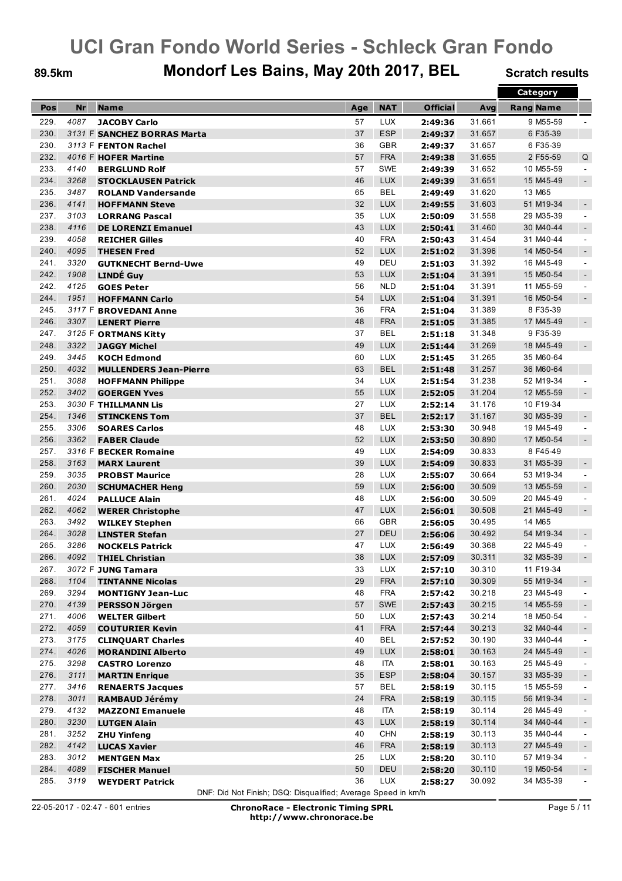# UCI Gran Fondo World Series - Schleck Gran Fondo

## Mondorf Les Bains, May 20th 2017, BEL

89.5km

Scratch results

| Pos | Nr | Name | Age | NAT | Official | Avg | Category Rang Name | |
|---|---|---|---|---|---|---|---|---|
| 229. | 4087 | **JACOBY Carlo** | 57 | LUX | **2:49:36** | 31.661 | 9 M55-59 | - |
| 230. | 3131 F | **SANCHEZ BORRAS Marta** | 37 | ESP | **2:49:37** | 31.657 | 6 F35-39 | |
| 230. | 3113 F | **FENTON Rachel** | 36 | GBR | **2:49:37** | 31.657 | 6 F35-39 | |
| 232. | 4016 F | **HOFER Martine** | 57 | FRA | **2:49:38** | 31.655 | 2 F55-59 | Q |
| 233. | 4140 | **BERGLUND Rolf** | 57 | SWE | **2:49:39** | 31.652 | 10 M55-59 | - |
| 234. | 3268 | **STOCKLAUSEN Patrick** | 46 | LUX | **2:49:39** | 31.651 | 15 M45-49 | - |
| 235. | 3487 | **ROLAND Vandersande** | 65 | BEL | **2:49:49** | 31.620 | 13 M65 | |
| 236. | 4141 | **HOFFMANN Steve** | 32 | LUX | **2:49:55** | 31.603 | 51 M19-34 | - |
| 237. | 3103 | **LORRANG Pascal** | 35 | LUX | **2:50:09** | 31.558 | 29 M35-39 | - |
| 238. | 4116 | **DE LORENZI Emanuel** | 43 | LUX | **2:50:41** | 31.460 | 30 M40-44 | - |
| 239. | 4058 | **REICHER Gilles** | 40 | FRA | **2:50:43** | 31.454 | 31 M40-44 | - |
| 240. | 4095 | **THESEN Fred** | 52 | LUX | **2:51:02** | 31.396 | 14 M50-54 | - |
| 241. | 3320 | **GUTKNECHT Bernd-Uwe** | 49 | DEU | **2:51:03** | 31.392 | 16 M45-49 | - |
| 242. | 1908 | **LINDÉ Guy** | 53 | LUX | **2:51:04** | 31.391 | 15 M50-54 | - |
| 242. | 4125 | **GOES Peter** | 56 | NLD | **2:51:04** | 31.391 | 11 M55-59 | - |
| 244. | 1951 | **HOFFMANN Carlo** | 54 | LUX | **2:51:04** | 31.391 | 16 M50-54 | - |
| 245. | 3117 F | **BROVEDANI Anne** | 36 | FRA | **2:51:04** | 31.389 | 8 F35-39 | |
| 246. | 3307 | **LENERT Pierre** | 48 | FRA | **2:51:05** | 31.385 | 17 M45-49 | - |
| 247. | 3125 F | **ORTMANS Kitty** | 37 | BEL | **2:51:18** | 31.348 | 9 F35-39 | |
| 248. | 3322 | **JAGGY Michel** | 49 | LUX | **2:51:44** | 31.269 | 18 M45-49 | - |
| 249. | 3445 | **KOCH Edmond** | 60 | LUX | **2:51:45** | 31.265 | 35 M60-64 | |
| 250. | 4032 | **MULLENDERS Jean-Pierre** | 63 | BEL | **2:51:48** | 31.257 | 36 M60-64 | |
| 251. | 3088 | **HOFFMANN Philippe** | 34 | LUX | **2:51:54** | 31.238 | 52 M19-34 | - |
| 252. | 3402 | **GOERGEN Yves** | 55 | LUX | **2:52:05** | 31.204 | 12 M55-59 | - |
| 253. | 3030 F | **THILLMANN Lis** | 27 | LUX | **2:52:14** | 31.176 | 10 F19-34 | |
| 254. | 1346 | **STINCKENS Tom** | 37 | BEL | **2:52:17** | 31.167 | 30 M35-39 | - |
| 255. | 3306 | **SOARES Carlos** | 48 | LUX | **2:53:30** | 30.948 | 19 M45-49 | - |
| 256. | 3362 | **FABER Claude** | 52 | LUX | **2:53:50** | 30.890 | 17 M50-54 | - |
| 257. | 3316 F | **BECKER Romaine** | 49 | LUX | **2:54:09** | 30.833 | 8 F45-49 | |
| 258. | 3163 | **MARX Laurent** | 39 | LUX | **2:54:09** | 30.833 | 31 M35-39 | - |
| 259. | 3035 | **PROBST Maurice** | 28 | LUX | **2:55:07** | 30.664 | 53 M19-34 | - |
| 260. | 2030 | **SCHUMACHER Heng** | 59 | LUX | **2:56:00** | 30.509 | 13 M55-59 | - |
| 261. | 4024 | **PALLUCE Alain** | 48 | LUX | **2:56:00** | 30.509 | 20 M45-49 | - |
| 262. | 4062 | **WERER Christophe** | 47 | LUX | **2:56:01** | 30.508 | 21 M45-49 | - |
| 263. | 3492 | **WILKEY Stephen** | 66 | GBR | **2:56:05** | 30.495 | 14 M65 | |
| 264. | 3028 | **LINSTER Stefan** | 27 | DEU | **2:56:06** | 30.492 | 54 M19-34 | - |
| 265. | 3286 | **NOCKELS Patrick** | 47 | LUX | **2:56:49** | 30.368 | 22 M45-49 | - |
| 266. | 4092 | **THIEL Christian** | 38 | LUX | **2:57:09** | 30.311 | 32 M35-39 | - |
| 267. | 3072 F | **JUNG Tamara** | 33 | LUX | **2:57:10** | 30.310 | 11 F19-34 | |
| 268. | 1104 | **TINTANNE Nicolas** | 29 | FRA | **2:57:10** | 30.309 | 55 M19-34 | - |
| 269. | 3294 | **MONTIGNY Jean-Luc** | 48 | FRA | **2:57:42** | 30.218 | 23 M45-49 | - |
| 270. | 4139 | **PERSSON Jörgen** | 57 | SWE | **2:57:43** | 30.215 | 14 M55-59 | - |
| 271. | 4006 | **WELTER Gilbert** | 50 | LUX | **2:57:43** | 30.214 | 18 M50-54 | - |
| 272. | 4059 | **COUTURIER Kevin** | 41 | FRA | **2:57:44** | 30.213 | 32 M40-44 | - |
| 273. | 3175 | **CLINQUART Charles** | 40 | BEL | **2:57:52** | 30.190 | 33 M40-44 | - |
| 274. | 4026 | **MORANDINI Alberto** | 49 | LUX | **2:58:01** | 30.163 | 24 M45-49 | - |
| 275. | 3298 | **CASTRO Lorenzo** | 48 | ITA | **2:58:01** | 30.163 | 25 M45-49 | - |
| 276. | 3111 | **MARTIN Enrique** | 35 | ESP | **2:58:04** | 30.157 | 33 M35-39 | - |
| 277. | 3416 | **RENAERTS Jacques** | 57 | BEL | **2:58:19** | 30.115 | 15 M55-59 | - |
| 278. | 3011 | **RAMBAUD Jérémy** | 24 | FRA | **2:58:19** | 30.115 | 56 M19-34 | - |
| 279. | 4132 | **MAZZONI Emanuele** | 48 | ITA | **2:58:19** | 30.114 | 26 M45-49 | - |
| 280. | 3230 | **LUTGEN Alain** | 43 | LUX | **2:58:19** | 30.114 | 34 M40-44 | - |
| 281. | 3252 | **ZHU Yinfeng** | 40 | CHN | **2:58:19** | 30.113 | 35 M40-44 | - |
| 282. | 4142 | **LUCAS Xavier** | 46 | FRA | **2:58:19** | 30.113 | 27 M45-49 | - |
| 283. | 3012 | **MENTGEN Max** | 25 | LUX | **2:58:20** | 30.110 | 57 M19-34 | - |
| 284. | 4089 | **FISCHER Manuel** | 50 | DEU | **2:58:20** | 30.110 | 19 M50-54 | - |
| 285. | 3119 | **WEYDERT Patrick** | 36 | LUX | **2:58:27** | 30.092 | 34 M35-39 | - |

DNF: Did Not Finish; DSQ: Disqualified; Average Speed in km/h

22-05-2017 - 02:47 - 601 entries

**ChronoRace - Electronic Timing SPRL**
**http://www.chronorace.be**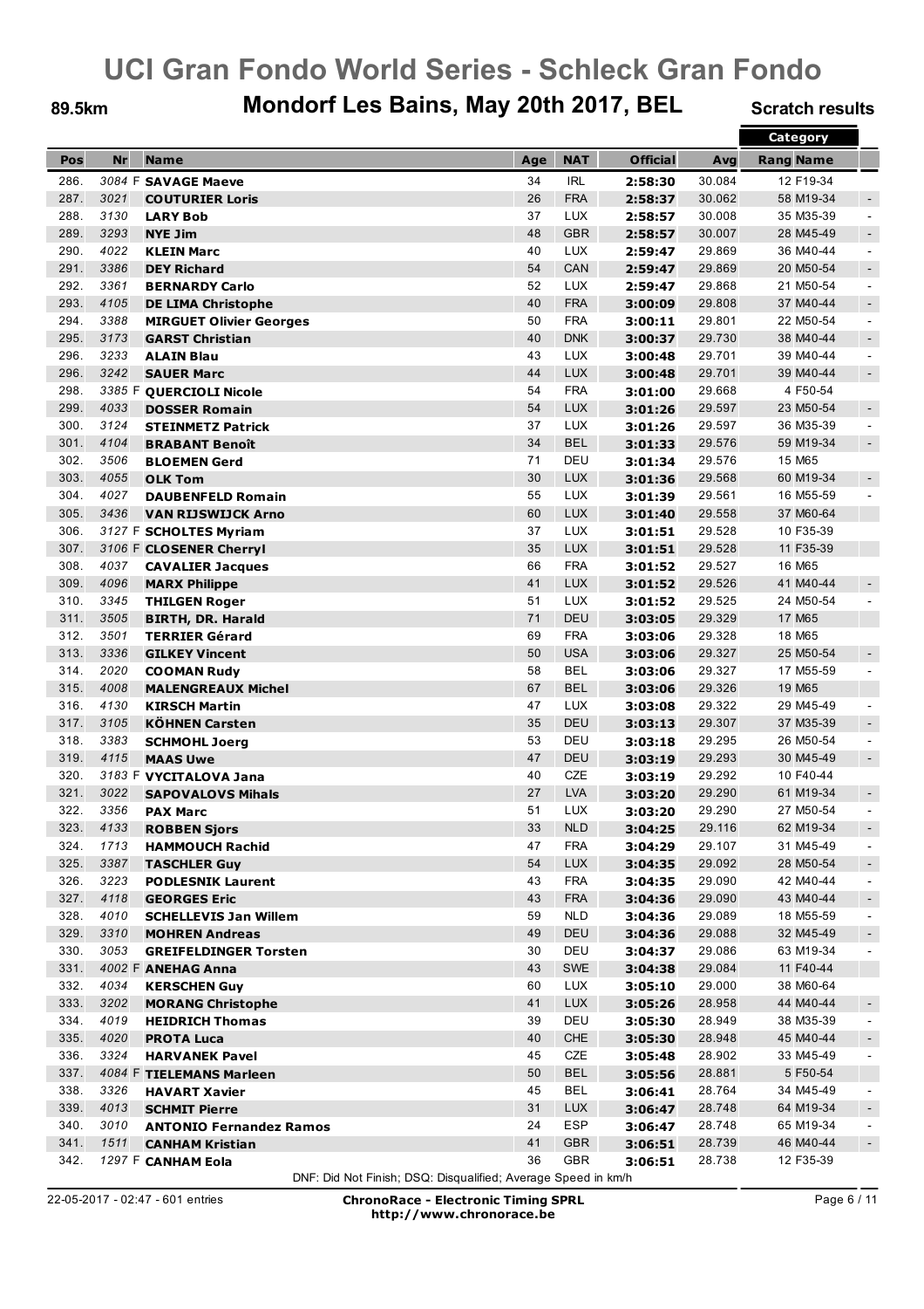# UCI Gran Fondo World Series - Schleck Gran Fondo

## Mondorf Les Bains, May 20th 2017, BEL

89.5km

Scratch results

| Pos | Nr | Name | Age | NAT | Official | Avg | Category Rang Name | |
|---|---|---|---|---|---|---|---|---|
| 286. | 3084 F | SAVAGE Maeve | 34 | IRL | 2:58:30 | 30.084 | 12 F19-34 | |
| 287. | 3021 | COUTURIER Loris | 26 | FRA | 2:58:37 | 30.062 | 58 M19-34 | - |
| 288. | 3130 | LARY Bob | 37 | LUX | 2:58:57 | 30.008 | 35 M35-39 | - |
| 289. | 3293 | NYE Jim | 48 | GBR | 2:58:57 | 30.007 | 28 M45-49 | - |
| 290. | 4022 | KLEIN Marc | 40 | LUX | 2:59:47 | 29.869 | 36 M40-44 | - |
| 291. | 3386 | DEY Richard | 54 | CAN | 2:59:47 | 29.869 | 20 M50-54 | - |
| 292. | 3361 | BERNARDY Carlo | 52 | LUX | 2:59:47 | 29.868 | 21 M50-54 | - |
| 293. | 4105 | DE LIMA Christophe | 40 | FRA | 3:00:09 | 29.808 | 37 M40-44 | - |
| 294. | 3388 | MIRGUET Olivier Georges | 50 | FRA | 3:00:11 | 29.801 | 22 M50-54 | - |
| 295. | 3173 | GARST Christian | 40 | DNK | 3:00:37 | 29.730 | 38 M40-44 | - |
| 296. | 3233 | ALAIN Blau | 43 | LUX | 3:00:48 | 29.701 | 39 M40-44 | - |
| 296. | 3242 | SAUER Marc | 44 | LUX | 3:00:48 | 29.701 | 39 M40-44 | - |
| 298. | 3385 F | QUERCIOLI Nicole | 54 | FRA | 3:01:00 | 29.668 | 4 F50-54 | |
| 299. | 4033 | DOSSER Romain | 54 | LUX | 3:01:26 | 29.597 | 23 M50-54 | - |
| 300. | 3124 | STEINMETZ Patrick | 37 | LUX | 3:01:26 | 29.597 | 36 M35-39 | - |
| 301. | 4104 | BRABANT Benoît | 34 | BEL | 3:01:33 | 29.576 | 59 M19-34 | - |
| 302. | 3506 | BLOEMEN Gerd | 71 | DEU | 3:01:34 | 29.576 | 15 M65 | |
| 303. | 4055 | OLK Tom | 30 | LUX | 3:01:36 | 29.568 | 60 M19-34 | - |
| 304. | 4027 | DAUBENFELD Romain | 55 | LUX | 3:01:39 | 29.561 | 16 M55-59 | - |
| 305. | 3436 | VAN RIJSWIJCK Arno | 60 | LUX | 3:01:40 | 29.558 | 37 M60-64 | |
| 306. | 3127 F | SCHOLTES Myriam | 37 | LUX | 3:01:51 | 29.528 | 10 F35-39 | |
| 307. | 3106 F | CLOSENER Cherryl | 35 | LUX | 3:01:51 | 29.528 | 11 F35-39 | |
| 308. | 4037 | CAVALIER Jacques | 66 | FRA | 3:01:52 | 29.527 | 16 M65 | |
| 309. | 4096 | MARX Philippe | 41 | LUX | 3:01:52 | 29.526 | 41 M40-44 | - |
| 310. | 3345 | THILGEN Roger | 51 | LUX | 3:01:52 | 29.525 | 24 M50-54 | - |
| 311. | 3505 | BIRTH, DR. Harald | 71 | DEU | 3:03:05 | 29.329 | 17 M65 | |
| 312. | 3501 | TERRIER Gérard | 69 | FRA | 3:03:06 | 29.328 | 18 M65 | |
| 313. | 3336 | GILKEY Vincent | 50 | USA | 3:03:06 | 29.327 | 25 M50-54 | - |
| 314. | 2020 | COOMAN Rudy | 58 | BEL | 3:03:06 | 29.327 | 17 M55-59 | - |
| 315. | 4008 | MALENGREAUX Michel | 67 | BEL | 3:03:06 | 29.326 | 19 M65 | |
| 316. | 4130 | KIRSCH Martin | 47 | LUX | 3:03:08 | 29.322 | 29 M45-49 | - |
| 317. | 3105 | KÖHNEN Carsten | 35 | DEU | 3:03:13 | 29.307 | 37 M35-39 | - |
| 318. | 3383 | SCHMOHL Joerg | 53 | DEU | 3:03:18 | 29.295 | 26 M50-54 | - |
| 319. | 4115 | MAAS Uwe | 47 | DEU | 3:03:19 | 29.293 | 30 M45-49 | - |
| 320. | 3183 F | VYCITALOVA Jana | 40 | CZE | 3:03:19 | 29.292 | 10 F40-44 | |
| 321. | 3022 | SAPOVALOVS Mihals | 27 | LVA | 3:03:20 | 29.290 | 61 M19-34 | - |
| 322. | 3356 | PAX Marc | 51 | LUX | 3:03:20 | 29.290 | 27 M50-54 | - |
| 323. | 4133 | ROBBEN Sjors | 33 | NLD | 3:04:25 | 29.116 | 62 M19-34 | - |
| 324. | 1713 | HAMMOUCH Rachid | 47 | FRA | 3:04:29 | 29.107 | 31 M45-49 | - |
| 325. | 3387 | TASCHLER Guy | 54 | LUX | 3:04:35 | 29.092 | 28 M50-54 | - |
| 326. | 3223 | PODLESNIK Laurent | 43 | FRA | 3:04:35 | 29.090 | 42 M40-44 | - |
| 327. | 4118 | GEORGES Eric | 43 | FRA | 3:04:36 | 29.090 | 43 M40-44 | - |
| 328. | 4010 | SCHELLEVIS Jan Willem | 59 | NLD | 3:04:36 | 29.089 | 18 M55-59 | - |
| 329. | 3310 | MOHREN Andreas | 49 | DEU | 3:04:36 | 29.088 | 32 M45-49 | - |
| 330. | 3053 | GREIFELDINGER Torsten | 30 | DEU | 3:04:37 | 29.086 | 63 M19-34 | - |
| 331. | 4002 F | ANEHAG Anna | 43 | SWE | 3:04:38 | 29.084 | 11 F40-44 | |
| 332. | 4034 | KERSCHEN Guy | 60 | LUX | 3:05:10 | 29.000 | 38 M60-64 | |
| 333. | 3202 | MORANG Christophe | 41 | LUX | 3:05:26 | 28.958 | 44 M40-44 | - |
| 334. | 4019 | HEIDRICH Thomas | 39 | DEU | 3:05:30 | 28.949 | 38 M35-39 | - |
| 335. | 4020 | PROTA Luca | 40 | CHE | 3:05:30 | 28.948 | 45 M40-44 | - |
| 336. | 3324 | HARVANEK Pavel | 45 | CZE | 3:05:48 | 28.902 | 33 M45-49 | - |
| 337. | 4084 F | TIELEMANS Marleen | 50 | BEL | 3:05:56 | 28.881 | 5 F50-54 | |
| 338. | 3326 | HAVART Xavier | 45 | BEL | 3:06:41 | 28.764 | 34 M45-49 | - |
| 339. | 4013 | SCHMIT Pierre | 31 | LUX | 3:06:47 | 28.748 | 64 M19-34 | - |
| 340. | 3010 | ANTONIO Fernandez Ramos | 24 | ESP | 3:06:47 | 28.748 | 65 M19-34 | - |
| 341. | 1511 | CANHAM Kristian | 41 | GBR | 3:06:51 | 28.739 | 46 M40-44 | - |
| 342. | 1297 F | CANHAM Eola | 36 | GBR | 3:06:51 | 28.738 | 12 F35-39 | |

DNF: Did Not Finish; DSQ: Disqualified; Average Speed in km/h

22-05-2017 - 02:47 - 601 entries

ChronoRace - Electronic Timing SPRL
http://www.chronorace.be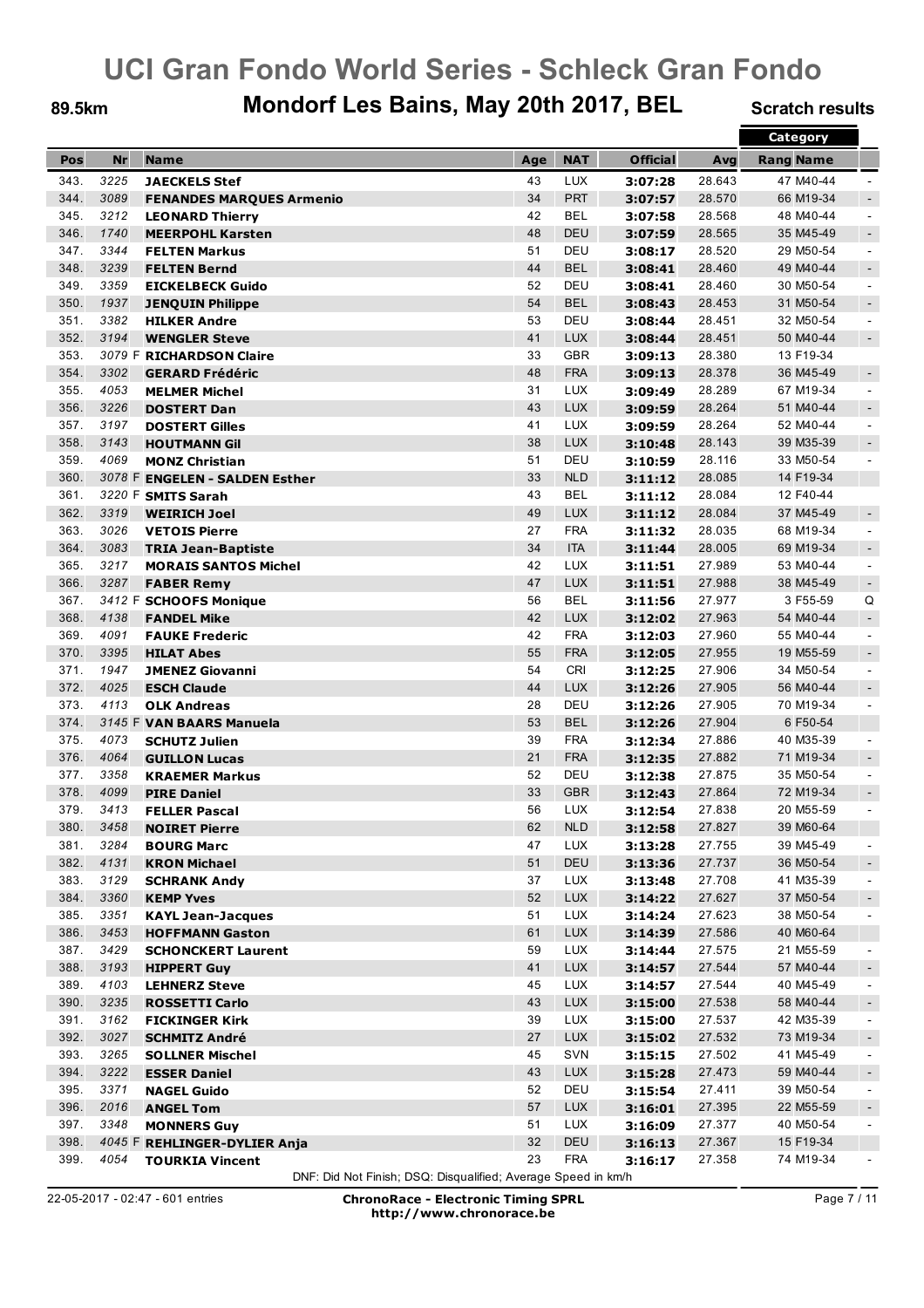# UCI Gran Fondo World Series - Schleck Gran Fondo

## Mondorf Les Bains, May 20th 2017, BEL

89.5km

Scratch results

| Pos | Nr | Name | Age | NAT | Official | Avg | Category Rang Name | |
|---|---|---|---|---|---|---|---|---|
| 343. | 3225 | **JAECKELS Stef** | 43 | LUX | **3:07:28** | 28.643 | 47 M40-44 | - |
| 344. | 3089 | **FENANDES MARQUES Armenio** | 34 | PRT | **3:07:57** | 28.570 | 66 M19-34 | - |
| 345. | 3212 | **LEONARD Thierry** | 42 | BEL | **3:07:58** | 28.568 | 48 M40-44 | - |
| 346. | 1740 | **MEERPOHL Karsten** | 48 | DEU | **3:07:59** | 28.565 | 35 M45-49 | - |
| 347. | 3344 | **FELTEN Markus** | 51 | DEU | **3:08:17** | 28.520 | 29 M50-54 | - |
| 348. | 3239 | **FELTEN Bernd** | 44 | BEL | **3:08:41** | 28.460 | 49 M40-44 | - |
| 349. | 3359 | **EICKELBECK Guido** | 52 | DEU | **3:08:41** | 28.460 | 30 M50-54 | - |
| 350. | 1937 | **JENQUIN Philippe** | 54 | BEL | **3:08:43** | 28.453 | 31 M50-54 | - |
| 351. | 3382 | **HILKER Andre** | 53 | DEU | **3:08:44** | 28.451 | 32 M50-54 | - |
| 352. | 3194 | **WENGLER Steve** | 41 | LUX | **3:08:44** | 28.451 | 50 M40-44 | - |
| 353. | 3079 F | **RICHARDSON Claire** | 33 | GBR | **3:09:13** | 28.380 | 13 F19-34 | |
| 354. | 3302 | **GERARD Frédéric** | 48 | FRA | **3:09:13** | 28.378 | 36 M45-49 | - |
| 355. | 4053 | **MELMER Michel** | 31 | LUX | **3:09:49** | 28.289 | 67 M19-34 | - |
| 356. | 3226 | **DOSTERT Dan** | 43 | LUX | **3:09:59** | 28.264 | 51 M40-44 | - |
| 357. | 3197 | **DOSTERT Gilles** | 41 | LUX | **3:09:59** | 28.264 | 52 M40-44 | - |
| 358. | 3143 | **HOUTMANN Gil** | 38 | LUX | **3:10:48** | 28.143 | 39 M35-39 | - |
| 359. | 4069 | **MONZ Christian** | 51 | DEU | **3:10:59** | 28.116 | 33 M50-54 | - |
| 360. | 3078 F | **ENGELEN - SALDEN Esther** | 33 | NLD | **3:11:12** | 28.085 | 14 F19-34 | |
| 361. | 3220 F | **SMITS Sarah** | 43 | BEL | **3:11:12** | 28.084 | 12 F40-44 | |
| 362. | 3319 | **WEIRICH Joel** | 49 | LUX | **3:11:12** | 28.084 | 37 M45-49 | - |
| 363. | 3026 | **VETOIS Pierre** | 27 | FRA | **3:11:32** | 28.035 | 68 M19-34 | - |
| 364. | 3083 | **TRIA Jean-Baptiste** | 34 | ITA | **3:11:44** | 28.005 | 69 M19-34 | - |
| 365. | 3217 | **MORAIS SANTOS Michel** | 42 | LUX | **3:11:51** | 27.989 | 53 M40-44 | - |
| 366. | 3287 | **FABER Remy** | 47 | LUX | **3:11:51** | 27.988 | 38 M45-49 | - |
| 367. | 3412 F | **SCHOOFS Monique** | 56 | BEL | **3:11:56** | 27.977 | 3 F55-59 | Q |
| 368. | 4138 | **FANDEL Mike** | 42 | LUX | **3:12:02** | 27.963 | 54 M40-44 | - |
| 369. | 4091 | **FAUKE Frederic** | 42 | FRA | **3:12:03** | 27.960 | 55 M40-44 | - |
| 370. | 3395 | **HILAT Abes** | 55 | FRA | **3:12:05** | 27.955 | 19 M55-59 | - |
| 371. | 1947 | **JMENEZ Giovanni** | 54 | CRI | **3:12:25** | 27.906 | 34 M50-54 | - |
| 372. | 4025 | **ESCH Claude** | 44 | LUX | **3:12:26** | 27.905 | 56 M40-44 | - |
| 373. | 4113 | **OLK Andreas** | 28 | DEU | **3:12:26** | 27.905 | 70 M19-34 | - |
| 374. | 3145 F | **VAN BAARS Manuela** | 53 | BEL | **3:12:26** | 27.904 | 6 F50-54 | |
| 375. | 4073 | **SCHUTZ Julien** | 39 | FRA | **3:12:34** | 27.886 | 40 M35-39 | - |
| 376. | 4064 | **GUILLON Lucas** | 21 | FRA | **3:12:35** | 27.882 | 71 M19-34 | - |
| 377. | 3358 | **KRAEMER Markus** | 52 | DEU | **3:12:38** | 27.875 | 35 M50-54 | - |
| 378. | 4099 | **PIRE Daniel** | 33 | GBR | **3:12:43** | 27.864 | 72 M19-34 | - |
| 379. | 3413 | **FELLER Pascal** | 56 | LUX | **3:12:54** | 27.838 | 20 M55-59 | - |
| 380. | 3458 | **NOIRET Pierre** | 62 | NLD | **3:12:58** | 27.827 | 39 M60-64 | |
| 381. | 3284 | **BOURG Marc** | 47 | LUX | **3:13:28** | 27.755 | 39 M45-49 | - |
| 382. | 4131 | **KRON Michael** | 51 | DEU | **3:13:36** | 27.737 | 36 M50-54 | - |
| 383. | 3129 | **SCHRANK Andy** | 37 | LUX | **3:13:48** | 27.708 | 41 M35-39 | - |
| 384. | 3360 | **KEMP Yves** | 52 | LUX | **3:14:22** | 27.627 | 37 M50-54 | - |
| 385. | 3351 | **KAYL Jean-Jacques** | 51 | LUX | **3:14:24** | 27.623 | 38 M50-54 | - |
| 386. | 3453 | **HOFFMANN Gaston** | 61 | LUX | **3:14:39** | 27.586 | 40 M60-64 | |
| 387. | 3429 | **SCHONCKERT Laurent** | 59 | LUX | **3:14:44** | 27.575 | 21 M55-59 | - |
| 388. | 3193 | **HIPPERT Guy** | 41 | LUX | **3:14:57** | 27.544 | 57 M40-44 | - |
| 389. | 4103 | **LEHNERZ Steve** | 45 | LUX | **3:14:57** | 27.544 | 40 M45-49 | - |
| 390. | 3235 | **ROSSETTI Carlo** | 43 | LUX | **3:15:00** | 27.538 | 58 M40-44 | - |
| 391. | 3162 | **FICKINGER Kirk** | 39 | LUX | **3:15:00** | 27.537 | 42 M35-39 | - |
| 392. | 3027 | **SCHMITZ André** | 27 | LUX | **3:15:02** | 27.532 | 73 M19-34 | - |
| 393. | 3265 | **SOLLNER Mischel** | 45 | SVN | **3:15:15** | 27.502 | 41 M45-49 | - |
| 394. | 3222 | **ESSER Daniel** | 43 | LUX | **3:15:28** | 27.473 | 59 M40-44 | - |
| 395. | 3371 | **NAGEL Guido** | 52 | DEU | **3:15:54** | 27.411 | 39 M50-54 | - |
| 396. | 2016 | **ANGEL Tom** | 57 | LUX | **3:16:01** | 27.395 | 22 M55-59 | - |
| 397. | 3348 | **MONNERS Guy** | 51 | LUX | **3:16:09** | 27.377 | 40 M50-54 | - |
| 398. | 4045 F | **REHLINGER-DYLIER Anja** | 32 | DEU | **3:16:13** | 27.367 | 15 F19-34 | |
| 399. | 4054 | **TOURKIA Vincent** | 23 | FRA | **3:16:17** | 27.358 | 74 M19-34 | - |

DNF: Did Not Finish; DSQ: Disqualified; Average Speed in km/h

22-05-2017 - 02:47 - 601 entries

**ChronoRace - Electronic Timing SPRL**
**http://www.chronorace.be**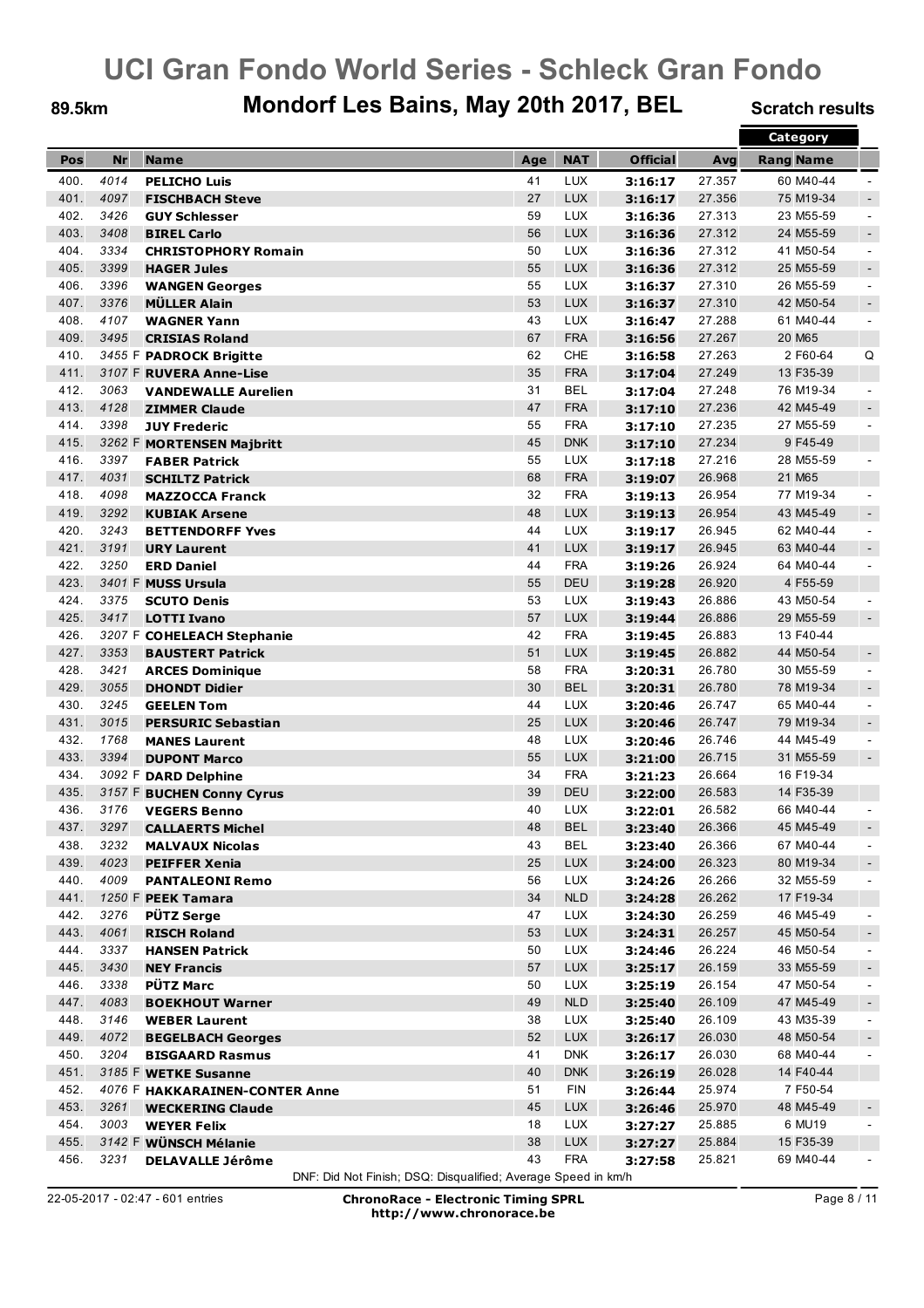# UCI Gran Fondo World Series - Schleck Gran Fondo

**89.5km** **Mondorf Les Bains, May 20th 2017, BEL** **Scratch results**

| Pos | Nr | Name | Age | NAT | Official | Avg | Category Rang Name | |
|---|---|---|---|---|---|---|---|---|
| 400. | 4014 | **PELICHO Luis** | 41 | LUX | **3:16:17** | 27.357 | 60 M40-44 | - |
| 401. | 4097 | **FISCHBACH Steve** | 27 | LUX | **3:16:17** | 27.356 | 75 M19-34 | - |
| 402. | 3426 | **GUY Schlesser** | 59 | LUX | **3:16:36** | 27.313 | 23 M55-59 | - |
| 403. | 3408 | **BIREL Carlo** | 56 | LUX | **3:16:36** | 27.312 | 24 M55-59 | - |
| 404. | 3334 | **CHRISTOPHORY Romain** | 50 | LUX | **3:16:36** | 27.312 | 41 M50-54 | - |
| 405. | 3399 | **HAGER Jules** | 55 | LUX | **3:16:36** | 27.312 | 25 M55-59 | - |
| 406. | 3396 | **WANGEN Georges** | 55 | LUX | **3:16:37** | 27.310 | 26 M55-59 | - |
| 407. | 3376 | **MÜLLER Alain** | 53 | LUX | **3:16:37** | 27.310 | 42 M50-54 | - |
| 408. | 4107 | **WAGNER Yann** | 43 | LUX | **3:16:47** | 27.288 | 61 M40-44 | - |
| 409. | 3495 | **CRISIAS Roland** | 67 | FRA | **3:16:56** | 27.267 | 20 M65 | |
| 410. | 3455 F | **PADROCK Brigitte** | 62 | CHE | **3:16:58** | 27.263 | 2 F60-64 | Q |
| 411. | 3107 F | **RUVERA Anne-Lise** | 35 | FRA | **3:17:04** | 27.249 | 13 F35-39 | |
| 412. | 3063 | **VANDEWALLE Aurelien** | 31 | BEL | **3:17:04** | 27.248 | 76 M19-34 | - |
| 413. | 4128 | **ZIMMER Claude** | 47 | FRA | **3:17:10** | 27.236 | 42 M45-49 | - |
| 414. | 3398 | **JUY Frederic** | 55 | FRA | **3:17:10** | 27.235 | 27 M55-59 | - |
| 415. | 3262 F | **MORTENSEN Majbritt** | 45 | DNK | **3:17:10** | 27.234 | 9 F45-49 | |
| 416. | 3397 | **FABER Patrick** | 55 | LUX | **3:17:18** | 27.216 | 28 M55-59 | - |
| 417. | 4031 | **SCHILTZ Patrick** | 68 | FRA | **3:19:07** | 26.968 | 21 M65 | |
| 418. | 4098 | **MAZZOCCA Franck** | 32 | FRA | **3:19:13** | 26.954 | 77 M19-34 | - |
| 419. | 3292 | **KUBIAK Arsene** | 48 | LUX | **3:19:13** | 26.954 | 43 M45-49 | - |
| 420. | 3243 | **BETTENDORFF Yves** | 44 | LUX | **3:19:17** | 26.945 | 62 M40-44 | - |
| 421. | 3191 | **URY Laurent** | 41 | LUX | **3:19:17** | 26.945 | 63 M40-44 | - |
| 422. | 3250 | **ERD Daniel** | 44 | FRA | **3:19:26** | 26.924 | 64 M40-44 | - |
| 423. | 3401 F | **MUSS Ursula** | 55 | DEU | **3:19:28** | 26.920 | 4 F55-59 | |
| 424. | 3375 | **SCUTO Denis** | 53 | LUX | **3:19:43** | 26.886 | 43 M50-54 | - |
| 425. | 3417 | **LOTTI Ivano** | 57 | LUX | **3:19:44** | 26.886 | 29 M55-59 | - |
| 426. | 3207 F | **COHELEACH Stephanie** | 42 | FRA | **3:19:45** | 26.883 | 13 F40-44 | |
| 427. | 3353 | **BAUSTERT Patrick** | 51 | LUX | **3:19:45** | 26.882 | 44 M50-54 | - |
| 428. | 3421 | **ARCES Dominique** | 58 | FRA | **3:20:31** | 26.780 | 30 M55-59 | - |
| 429. | 3055 | **DHONDT Didier** | 30 | BEL | **3:20:31** | 26.780 | 78 M19-34 | - |
| 430. | 3245 | **GEELEN Tom** | 44 | LUX | **3:20:46** | 26.747 | 65 M40-44 | - |
| 431. | 3015 | **PERSURIC Sebastian** | 25 | LUX | **3:20:46** | 26.747 | 79 M19-34 | - |
| 432. | 1768 | **MANES Laurent** | 48 | LUX | **3:20:46** | 26.746 | 44 M45-49 | - |
| 433. | 3394 | **DUPONT Marco** | 55 | LUX | **3:21:00** | 26.715 | 31 M55-59 | - |
| 434. | 3092 F | **DARD Delphine** | 34 | FRA | **3:21:23** | 26.664 | 16 F19-34 | |
| 435. | 3157 F | **BUCHEN Conny Cyrus** | 39 | DEU | **3:22:00** | 26.583 | 14 F35-39 | |
| 436. | 3176 | **VEGERS Benno** | 40 | LUX | **3:22:01** | 26.582 | 66 M40-44 | - |
| 437. | 3297 | **CALLAERTS Michel** | 48 | BEL | **3:23:40** | 26.366 | 45 M45-49 | - |
| 438. | 3232 | **MALVAUX Nicolas** | 43 | BEL | **3:23:40** | 26.366 | 67 M40-44 | - |
| 439. | 4023 | **PEIFFER Xenia** | 25 | LUX | **3:24:00** | 26.323 | 80 M19-34 | - |
| 440. | 4009 | **PANTALEONI Remo** | 56 | LUX | **3:24:26** | 26.266 | 32 M55-59 | - |
| 441. | 1250 F | **PEEK Tamara** | 34 | NLD | **3:24:28** | 26.262 | 17 F19-34 | |
| 442. | 3276 | **PÜTZ Serge** | 47 | LUX | **3:24:30** | 26.259 | 46 M45-49 | - |
| 443. | 4061 | **RISCH Roland** | 53 | LUX | **3:24:31** | 26.257 | 45 M50-54 | - |
| 444. | 3337 | **HANSEN Patrick** | 50 | LUX | **3:24:46** | 26.224 | 46 M50-54 | - |
| 445. | 3430 | **NEY Francis** | 57 | LUX | **3:25:17** | 26.159 | 33 M55-59 | - |
| 446. | 3338 | **PÜTZ Marc** | 50 | LUX | **3:25:19** | 26.154 | 47 M50-54 | - |
| 447. | 4083 | **BOEKHOUT Warner** | 49 | NLD | **3:25:40** | 26.109 | 47 M45-49 | - |
| 448. | 3146 | **WEBER Laurent** | 38 | LUX | **3:25:40** | 26.109 | 43 M35-39 | - |
| 449. | 4072 | **BEGELBACH Georges** | 52 | LUX | **3:26:17** | 26.030 | 48 M50-54 | - |
| 450. | 3204 | **BISGAARD Rasmus** | 41 | DNK | **3:26:17** | 26.030 | 68 M40-44 | - |
| 451. | 3185 F | **WETKE Susanne** | 40 | DNK | **3:26:19** | 26.028 | 14 F40-44 | |
| 452. | 4076 F | **HAKKARAINEN-CONTER Anne** | 51 | FIN | **3:26:44** | 25.974 | 7 F50-54 | |
| 453. | 3261 | **WECKERING Claude** | 45 | LUX | **3:26:46** | 25.970 | 48 M45-49 | - |
| 454. | 3003 | **WEYER Felix** | 18 | LUX | **3:27:27** | 25.885 | 6 MU19 | - |
| 455. | 3142 F | **WÜNSCH Mélanie** | 38 | LUX | **3:27:27** | 25.884 | 15 F35-39 | |
| 456. | 3231 | **DELAVALLE Jérôme** | 43 | FRA | **3:27:58** | 25.821 | 69 M40-44 | - |

DNF: Did Not Finish; DSQ: Disqualified; Average Speed in km/h

22-05-2017 - 02:47 - 601 entries

**ChronoRace - Electronic Timing SPRL**
**http://www.chronorace.be**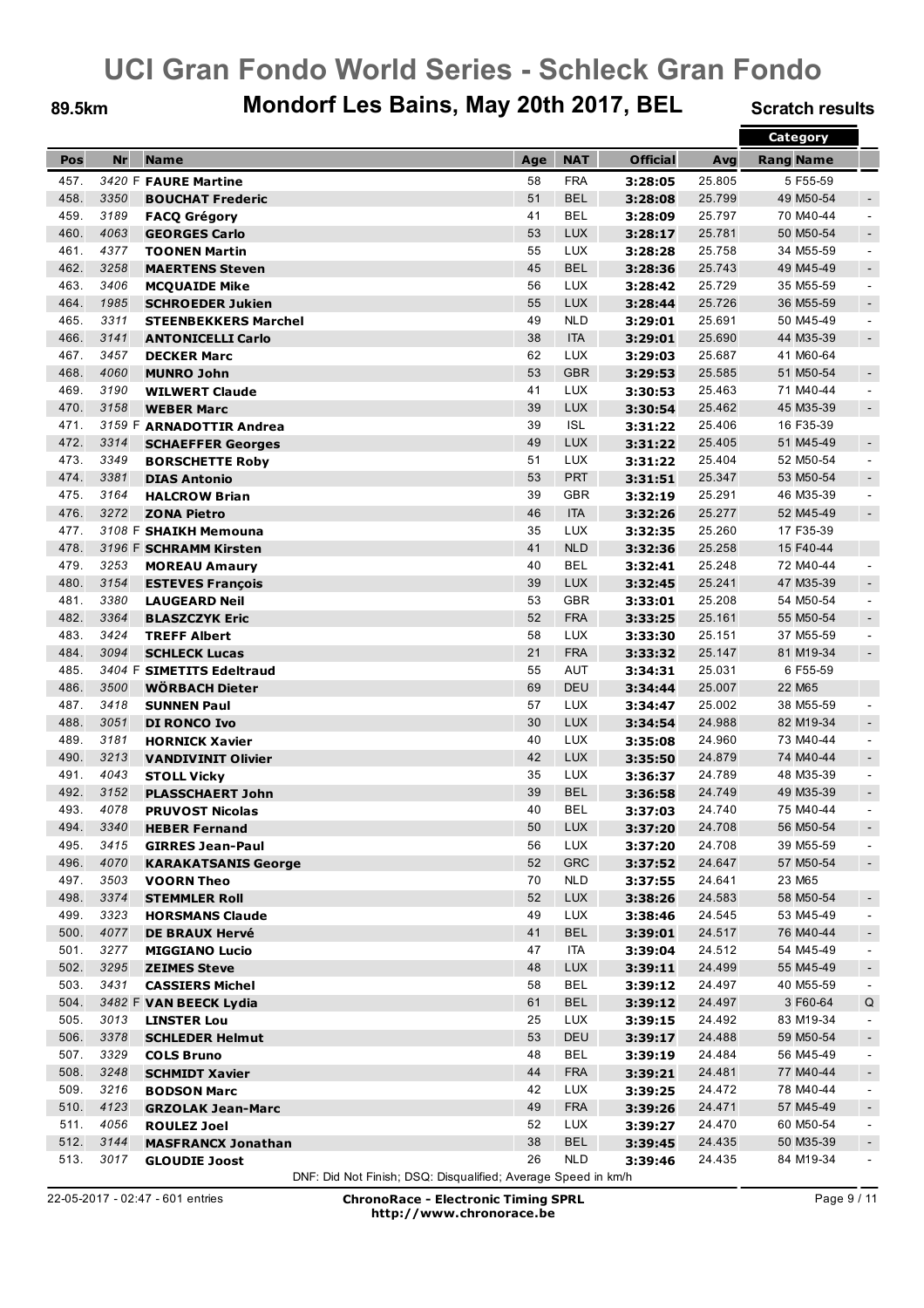# UCI Gran Fondo World Series - Schleck Gran Fondo

## Mondorf Les Bains, May 20th 2017, BEL

**89.5km** | **Scratch results**

| Pos | Nr | Name | Age | NAT | Official | Avg | Category Rang | Category Name | |
|---|---|---|---|---|---|---|---|---|---|
| 457. | 3420 F | **FAURE Martine** | 58 | FRA | **3:28:05** | 25.805 | 5 | F55-59 | |
| 458. | 3350 | **BOUCHAT Frederic** | 51 | BEL | **3:28:08** | 25.799 | 49 | M50-54 | - |
| 459. | 3189 | **FACQ Grégory** | 41 | BEL | **3:28:09** | 25.797 | 70 | M40-44 | - |
| 460. | 4063 | **GEORGES Carlo** | 53 | LUX | **3:28:17** | 25.781 | 50 | M50-54 | - |
| 461. | 4377 | **TOONEN Martin** | 55 | LUX | **3:28:28** | 25.758 | 34 | M55-59 | - |
| 462. | 3258 | **MAERTENS Steven** | 45 | BEL | **3:28:36** | 25.743 | 49 | M45-49 | - |
| 463. | 3406 | **MCQUAIDE Mike** | 56 | LUX | **3:28:42** | 25.729 | 35 | M55-59 | - |
| 464. | 1985 | **SCHROEDER Jukien** | 55 | LUX | **3:28:44** | 25.726 | 36 | M55-59 | - |
| 465. | 3311 | **STEENBEKKERS Marchel** | 49 | NLD | **3:29:01** | 25.691 | 50 | M45-49 | - |
| 466. | 3141 | **ANTONICELLI Carlo** | 38 | ITA | **3:29:01** | 25.690 | 44 | M35-39 | - |
| 467. | 3457 | **DECKER Marc** | 62 | LUX | **3:29:03** | 25.687 | 41 | M60-64 | |
| 468. | 4060 | **MUNRO John** | 53 | GBR | **3:29:53** | 25.585 | 51 | M50-54 | - |
| 469. | 3190 | **WILWERT Claude** | 41 | LUX | **3:30:53** | 25.463 | 71 | M40-44 | - |
| 470. | 3158 | **WEBER Marc** | 39 | LUX | **3:30:54** | 25.462 | 45 | M35-39 | - |
| 471. | 3159 F | **ARNADOTTIR Andrea** | 39 | ISL | **3:31:22** | 25.406 | 16 | F35-39 | |
| 472. | 3314 | **SCHAEFFER Georges** | 49 | LUX | **3:31:22** | 25.405 | 51 | M45-49 | - |
| 473. | 3349 | **BORSCHETTE Roby** | 51 | LUX | **3:31:22** | 25.404 | 52 | M50-54 | - |
| 474. | 3381 | **DIAS Antonio** | 53 | PRT | **3:31:51** | 25.347 | 53 | M50-54 | - |
| 475. | 3164 | **HALCROW Brian** | 39 | GBR | **3:32:19** | 25.291 | 46 | M35-39 | - |
| 476. | 3272 | **ZONA Pietro** | 46 | ITA | **3:32:26** | 25.277 | 52 | M45-49 | - |
| 477. | 3108 F | **SHAIKH Memouna** | 35 | LUX | **3:32:35** | 25.260 | 17 | F35-39 | |
| 478. | 3196 F | **SCHRAMM Kirsten** | 41 | NLD | **3:32:36** | 25.258 | 15 | F40-44 | |
| 479. | 3253 | **MOREAU Amaury** | 40 | BEL | **3:32:41** | 25.248 | 72 | M40-44 | - |
| 480. | 3154 | **ESTEVES François** | 39 | LUX | **3:32:45** | 25.241 | 47 | M35-39 | - |
| 481. | 3380 | **LAUGEARD Neil** | 53 | GBR | **3:33:01** | 25.208 | 54 | M50-54 | - |
| 482. | 3364 | **BLASZCZYK Eric** | 52 | FRA | **3:33:25** | 25.161 | 55 | M50-54 | - |
| 483. | 3424 | **TREFF Albert** | 58 | LUX | **3:33:30** | 25.151 | 37 | M55-59 | - |
| 484. | 3094 | **SCHLECK Lucas** | 21 | FRA | **3:33:32** | 25.147 | 81 | M19-34 | - |
| 485. | 3404 F | **SIMETITS Edeltraud** | 55 | AUT | **3:34:31** | 25.031 | 6 | F55-59 | |
| 486. | 3500 | **WÖRBACH Dieter** | 69 | DEU | **3:34:44** | 25.007 | 22 | M65 | |
| 487. | 3418 | **SUNNEN Paul** | 57 | LUX | **3:34:47** | 25.002 | 38 | M55-59 | - |
| 488. | 3051 | **DI RONCO Ivo** | 30 | LUX | **3:34:54** | 24.988 | 82 | M19-34 | - |
| 489. | 3181 | **HORNICK Xavier** | 40 | LUX | **3:35:08** | 24.960 | 73 | M40-44 | - |
| 490. | 3213 | **VANDIVINIT Olivier** | 42 | LUX | **3:35:50** | 24.879 | 74 | M40-44 | - |
| 491. | 4043 | **STOLL Vicky** | 35 | LUX | **3:36:37** | 24.789 | 48 | M35-39 | - |
| 492. | 3152 | **PLASSCHAERT John** | 39 | BEL | **3:36:58** | 24.749 | 49 | M35-39 | - |
| 493. | 4078 | **PRUVOST Nicolas** | 40 | BEL | **3:37:03** | 24.740 | 75 | M40-44 | - |
| 494. | 3340 | **HEBER Fernand** | 50 | LUX | **3:37:20** | 24.708 | 56 | M50-54 | - |
| 495. | 3415 | **GIRRES Jean-Paul** | 56 | LUX | **3:37:20** | 24.708 | 39 | M55-59 | - |
| 496. | 4070 | **KARAKATSANIS George** | 52 | GRC | **3:37:52** | 24.647 | 57 | M50-54 | - |
| 497. | 3503 | **VOORN Theo** | 70 | NLD | **3:37:55** | 24.641 | 23 | M65 | |
| 498. | 3374 | **STEMMLER Roll** | 52 | LUX | **3:38:26** | 24.583 | 58 | M50-54 | - |
| 499. | 3323 | **HORSMANS Claude** | 49 | LUX | **3:38:46** | 24.545 | 53 | M45-49 | - |
| 500. | 4077 | **DE BRAUX Hervé** | 41 | BEL | **3:39:01** | 24.517 | 76 | M40-44 | - |
| 501. | 3277 | **MIGGIANO Lucio** | 47 | ITA | **3:39:04** | 24.512 | 54 | M45-49 | - |
| 502. | 3295 | **ZEIMES Steve** | 48 | LUX | **3:39:11** | 24.499 | 55 | M45-49 | - |
| 503. | 3431 | **CASSIERS Michel** | 58 | BEL | **3:39:12** | 24.497 | 40 | M55-59 | - |
| 504. | 3482 F | **VAN BEECK Lydia** | 61 | BEL | **3:39:12** | 24.497 | 3 | F60-64 | Q |
| 505. | 3013 | **LINSTER Lou** | 25 | LUX | **3:39:15** | 24.492 | 83 | M19-34 | - |
| 506. | 3378 | **SCHLEDER Helmut** | 53 | DEU | **3:39:17** | 24.488 | 59 | M50-54 | - |
| 507. | 3329 | **COLS Bruno** | 48 | BEL | **3:39:19** | 24.484 | 56 | M45-49 | - |
| 508. | 3248 | **SCHMIDT Xavier** | 44 | FRA | **3:39:21** | 24.481 | 77 | M40-44 | - |
| 509. | 3216 | **BODSON Marc** | 42 | LUX | **3:39:25** | 24.472 | 78 | M40-44 | - |
| 510. | 4123 | **GRZOLAK Jean-Marc** | 49 | FRA | **3:39:26** | 24.471 | 57 | M45-49 | - |
| 511. | 4056 | **ROULEZ Joel** | 52 | LUX | **3:39:27** | 24.470 | 60 | M50-54 | - |
| 512. | 3144 | **MASFRANCX Jonathan** | 38 | BEL | **3:39:45** | 24.435 | 50 | M35-39 | - |
| 513. | 3017 | **GLOUDIE Joost** | 26 | NLD | **3:39:46** | 24.435 | 84 | M19-34 | - |

DNF: Did Not Finish; DSQ: Disqualified; Average Speed in km/h

22-05-2017 - 02:47 - 601 entries

**ChronoRace - Electronic Timing SPRL**
**http://www.chronorace.be**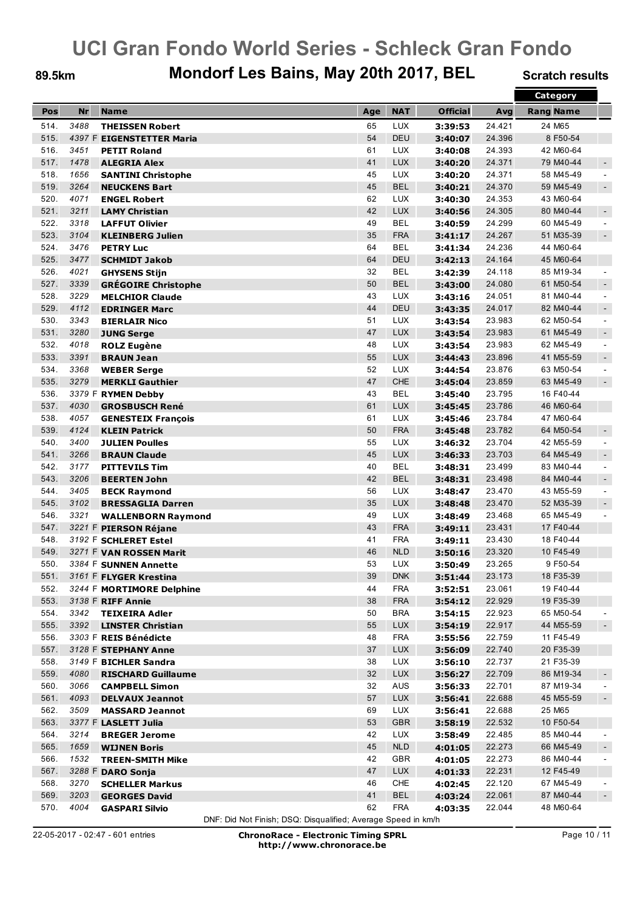# UCI Gran Fondo World Series - Schleck Gran Fondo

## Mondorf Les Bains, May 20th 2017, BEL

89.5km — Scratch results

| Pos | Nr | Name | Age | NAT | Official | Avg | Rang | Category Name |
|---|---|---|---|---|---|---|---|---|
| 514. | 3488 | **THEISSEN Robert** | 65 | LUX | **3:39:53** | 24.421 | 24 | M65 |
| 515. | 4397 F | **EIGENSTETTER Maria** | 54 | DEU | **3:40:07** | 24.396 | 8 | F50-54 |
| 516. | 3451 | **PETIT Roland** | 61 | LUX | **3:40:08** | 24.393 | 42 | M60-64 |
| 517. | 1478 | **ALEGRIA Alex** | 41 | LUX | **3:40:20** | 24.371 | 79 | M40-44 |
| 518. | 1656 | **SANTINI Christophe** | 45 | LUX | **3:40:20** | 24.371 | 58 | M45-49 |
| 519. | 3264 | **NEUCKENS Bart** | 45 | BEL | **3:40:21** | 24.370 | 59 | M45-49 |
| 520. | 4071 | **ENGEL Robert** | 62 | LUX | **3:40:30** | 24.353 | 43 | M60-64 |
| 521. | 3211 | **LAMY Christian** | 42 | LUX | **3:40:56** | 24.305 | 80 | M40-44 |
| 522. | 3318 | **LAFFUT Olivier** | 49 | BEL | **3:40:59** | 24.299 | 60 | M45-49 |
| 523. | 3104 | **KLEINBERG Julien** | 35 | FRA | **3:41:17** | 24.267 | 51 | M35-39 |
| 524. | 3476 | **PETRY Luc** | 64 | BEL | **3:41:34** | 24.236 | 44 | M60-64 |
| 525. | 3477 | **SCHMIDT Jakob** | 64 | DEU | **3:42:13** | 24.164 | 45 | M60-64 |
| 526. | 4021 | **GHYSENS Stijn** | 32 | BEL | **3:42:39** | 24.118 | 85 | M19-34 |
| 527. | 3339 | **GRÉGOIRE Christophe** | 50 | BEL | **3:43:00** | 24.080 | 61 | M50-54 |
| 528. | 3229 | **MELCHIOR Claude** | 43 | LUX | **3:43:16** | 24.051 | 81 | M40-44 |
| 529. | 4112 | **EDRINGER Marc** | 44 | DEU | **3:43:35** | 24.017 | 82 | M40-44 |
| 530. | 3343 | **BIERLAIR Nico** | 51 | LUX | **3:43:54** | 23.983 | 62 | M50-54 |
| 531. | 3280 | **JUNG Serge** | 47 | LUX | **3:43:54** | 23.983 | 61 | M45-49 |
| 532. | 4018 | **ROLZ Eugène** | 48 | LUX | **3:43:54** | 23.983 | 62 | M45-49 |
| 533. | 3391 | **BRAUN Jean** | 55 | LUX | **3:44:43** | 23.896 | 41 | M55-59 |
| 534. | 3368 | **WEBER Serge** | 52 | LUX | **3:44:54** | 23.876 | 63 | M50-54 |
| 535. | 3279 | **MERKLI Gauthier** | 47 | CHE | **3:45:04** | 23.859 | 63 | M45-49 |
| 536. | 3379 F | **RYMEN Debby** | 43 | BEL | **3:45:40** | 23.795 | 16 | F40-44 |
| 537. | 4030 | **GROSBUSCH René** | 61 | LUX | **3:45:45** | 23.786 | 46 | M60-64 |
| 538. | 4057 | **GENESTEIX François** | 61 | LUX | **3:45:46** | 23.784 | 47 | M60-64 |
| 539. | 4124 | **KLEIN Patrick** | 50 | FRA | **3:45:48** | 23.782 | 64 | M50-54 |
| 540. | 3400 | **JULIEN Poulles** | 55 | LUX | **3:46:32** | 23.704 | 42 | M55-59 |
| 541. | 3266 | **BRAUN Claude** | 45 | LUX | **3:46:33** | 23.703 | 64 | M45-49 |
| 542. | 3177 | **PITTEVILS Tim** | 40 | BEL | **3:48:31** | 23.499 | 83 | M40-44 |
| 543. | 3206 | **BEERTEN John** | 42 | BEL | **3:48:31** | 23.498 | 84 | M40-44 |
| 544. | 3405 | **BECK Raymond** | 56 | LUX | **3:48:47** | 23.470 | 43 | M55-59 |
| 545. | 3102 | **BRESSAGLIA Darren** | 35 | LUX | **3:48:48** | 23.470 | 52 | M35-39 |
| 546. | 3321 | **WALLENBORN Raymond** | 49 | LUX | **3:48:49** | 23.468 | 65 | M45-49 |
| 547. | 3221 F | **PIERSON Réjane** | 43 | FRA | **3:49:11** | 23.431 | 17 | F40-44 |
| 548. | 3192 F | **SCHLERET Estel** | 41 | FRA | **3:49:11** | 23.430 | 18 | F40-44 |
| 549. | 3271 F | **VAN ROSSEN Marit** | 46 | NLD | **3:50:16** | 23.320 | 10 | F45-49 |
| 550. | 3384 F | **SUNNEN Annette** | 53 | LUX | **3:50:49** | 23.265 | 9 | F50-54 |
| 551. | 3161 F | **FLYGER Krestina** | 39 | DNK | **3:51:44** | 23.173 | 18 | F35-39 |
| 552. | 3244 F | **MORTIMORE Delphine** | 44 | FRA | **3:52:51** | 23.061 | 19 | F40-44 |
| 553. | 3138 F | **RIFF Annie** | 38 | FRA | **3:54:12** | 22.929 | 19 | F35-39 |
| 554. | 3342 | **TEIXEIRA Adler** | 50 | BRA | **3:54:15** | 22.923 | 65 | M50-54 |
| 555. | 3392 | **LINSTER Christian** | 55 | LUX | **3:54:19** | 22.917 | 44 | M55-59 |
| 556. | 3303 F | **REIS Bénédicte** | 48 | FRA | **3:55:56** | 22.759 | 11 | F45-49 |
| 557. | 3128 F | **STEPHANY Anne** | 37 | LUX | **3:56:09** | 22.740 | 20 | F35-39 |
| 558. | 3149 F | **BICHLER Sandra** | 38 | LUX | **3:56:10** | 22.737 | 21 | F35-39 |
| 559. | 4080 | **RISCHARD Guillaume** | 32 | LUX | **3:56:27** | 22.709 | 86 | M19-34 |
| 560. | 3066 | **CAMPBELL Simon** | 32 | AUS | **3:56:33** | 22.701 | 87 | M19-34 |
| 561. | 4093 | **DELVAUX Jeannot** | 57 | LUX | **3:56:41** | 22.688 | 45 | M55-59 |
| 562. | 3509 | **MASSARD Jeannot** | 69 | LUX | **3:56:41** | 22.688 | 25 | M65 |
| 563. | 3377 F | **LASLETT Julia** | 53 | GBR | **3:58:19** | 22.532 | 10 | F50-54 |
| 564. | 3214 | **BREGER Jerome** | 42 | LUX | **3:58:49** | 22.485 | 85 | M40-44 |
| 565. | 1659 | **WIJNEN Boris** | 45 | NLD | **4:01:05** | 22.273 | 66 | M45-49 |
| 566. | 1532 | **TREEN-SMITH Mike** | 42 | GBR | **4:01:05** | 22.273 | 86 | M40-44 |
| 567. | 3288 F | **DARO Sonja** | 47 | LUX | **4:01:33** | 22.231 | 12 | F45-49 |
| 568. | 3270 | **SCHELLER Markus** | 46 | CHE | **4:02:45** | 22.120 | 67 | M45-49 |
| 569. | 3203 | **GEORGES David** | 41 | BEL | **4:03:24** | 22.061 | 87 | M40-44 |
| 570. | 4004 | **GASPARI Silvio** | 62 | FRA | **4:03:35** | 22.044 | 48 | M60-64 |

DNF: Did Not Finish; DSQ: Disqualified; Average Speed in km/h

22-05-2017 - 02:47 - 601 entries

**ChronoRace - Electronic Timing SPRL**
**http://www.chronorace.be**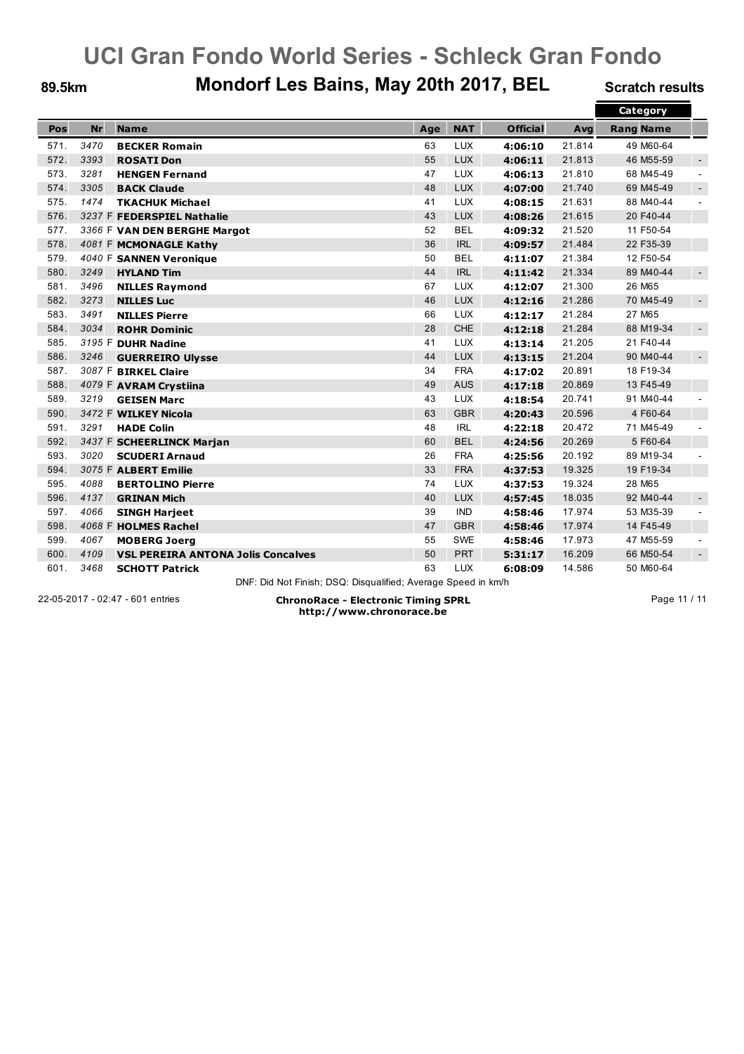# UCI Gran Fondo World Series - Schleck Gran Fondo

## Mondorf Les Bains, May 20th 2017, BEL

89.5km

Scratch results

| Pos | Nr | | Name | Age | NAT | Official | Avg | Category Rang | Category Name | |
|---|---|---|---|---|---|---|---|---|---|---|
| 571. | 3470 | | **BECKER Romain** | 63 | LUX | **4:06:10** | 21.814 | 49 | M60-64 | |
| 572. | 3393 | | **ROSATI Don** | 55 | LUX | **4:06:11** | 21.813 | 46 | M55-59 | - |
| 573. | 3281 | | **HENGEN Fernand** | 47 | LUX | **4:06:13** | 21.810 | 68 | M45-49 | - |
| 574. | 3305 | | **BACK Claude** | 48 | LUX | **4:07:00** | 21.740 | 69 | M45-49 | - |
| 575. | 1474 | | **TKACHUK Michael** | 41 | LUX | **4:08:15** | 21.631 | 88 | M40-44 | - |
| 576. | 3237 | F | **FEDERSPIEL Nathalie** | 43 | LUX | **4:08:26** | 21.615 | 20 | F40-44 | |
| 577. | 3366 | F | **VAN DEN BERGHE Margot** | 52 | BEL | **4:09:32** | 21.520 | 11 | F50-54 | |
| 578. | 4081 | F | **MCMONAGLE Kathy** | 36 | IRL | **4:09:57** | 21.484 | 22 | F35-39 | |
| 579. | 4040 | F | **SANNEN Veronique** | 50 | BEL | **4:11:07** | 21.384 | 12 | F50-54 | |
| 580. | 3249 | | **HYLAND Tim** | 44 | IRL | **4:11:42** | 21.334 | 89 | M40-44 | - |
| 581. | 3496 | | **NILLES Raymond** | 67 | LUX | **4:12:07** | 21.300 | 26 | M65 | |
| 582. | 3273 | | **NILLES Luc** | 46 | LUX | **4:12:16** | 21.286 | 70 | M45-49 | - |
| 583. | 3491 | | **NILLES Pierre** | 66 | LUX | **4:12:17** | 21.284 | 27 | M65 | |
| 584. | 3034 | | **ROHR Dominic** | 28 | CHE | **4:12:18** | 21.284 | 88 | M19-34 | - |
| 585. | 3195 | F | **DUHR Nadine** | 41 | LUX | **4:13:14** | 21.205 | 21 | F40-44 | |
| 586. | 3246 | | **GUERREIRO Ulysse** | 44 | LUX | **4:13:15** | 21.204 | 90 | M40-44 | - |
| 587. | 3087 | F | **BIRKEL Claire** | 34 | FRA | **4:17:02** | 20.891 | 18 | F19-34 | |
| 588. | 4079 | F | **AVRAM Crystiina** | 49 | AUS | **4:17:18** | 20.869 | 13 | F45-49 | |
| 589. | 3219 | | **GEISEN Marc** | 43 | LUX | **4:18:54** | 20.741 | 91 | M40-44 | - |
| 590. | 3472 | F | **WILKEY Nicola** | 63 | GBR | **4:20:43** | 20.596 | 4 | F60-64 | |
| 591. | 3291 | | **HADE Colin** | 48 | IRL | **4:22:18** | 20.472 | 71 | M45-49 | - |
| 592. | 3437 | F | **SCHEERLINCK Marjan** | 60 | BEL | **4:24:56** | 20.269 | 5 | F60-64 | |
| 593. | 3020 | | **SCUDERI Arnaud** | 26 | FRA | **4:25:56** | 20.192 | 89 | M19-34 | - |
| 594. | 3075 | F | **ALBERT Emilie** | 33 | FRA | **4:37:53** | 19.325 | 19 | F19-34 | |
| 595. | 4088 | | **BERTOLINO Pierre** | 74 | LUX | **4:37:53** | 19.324 | 28 | M65 | |
| 596. | 4137 | | **GRINAN Mich** | 40 | LUX | **4:57:45** | 18.035 | 92 | M40-44 | - |
| 597. | 4066 | | **SINGH Harjeet** | 39 | IND | **4:58:46** | 17.974 | 53 | M35-39 | - |
| 598. | 4068 | F | **HOLMES Rachel** | 47 | GBR | **4:58:46** | 17.974 | 14 | F45-49 | |
| 599. | 4067 | | **MOBERG Joerg** | 55 | SWE | **4:58:46** | 17.973 | 47 | M55-59 | - |
| 600. | 4109 | | **VSL PEREIRA ANTONA Jolis Concalves** | 50 | PRT | **5:31:17** | 16.209 | 66 | M50-54 | - |
| 601. | 3468 | | **SCHOTT Patrick** | 63 | LUX | **6:08:09** | 14.586 | 50 | M60-64 | |

DNF: Did Not Finish; DSQ: Disqualified; Average Speed in km/h

22-05-2017 - 02:47 - 601 entries

**ChronoRace - Electronic Timing SPRL**
**http://www.chronorace.be**